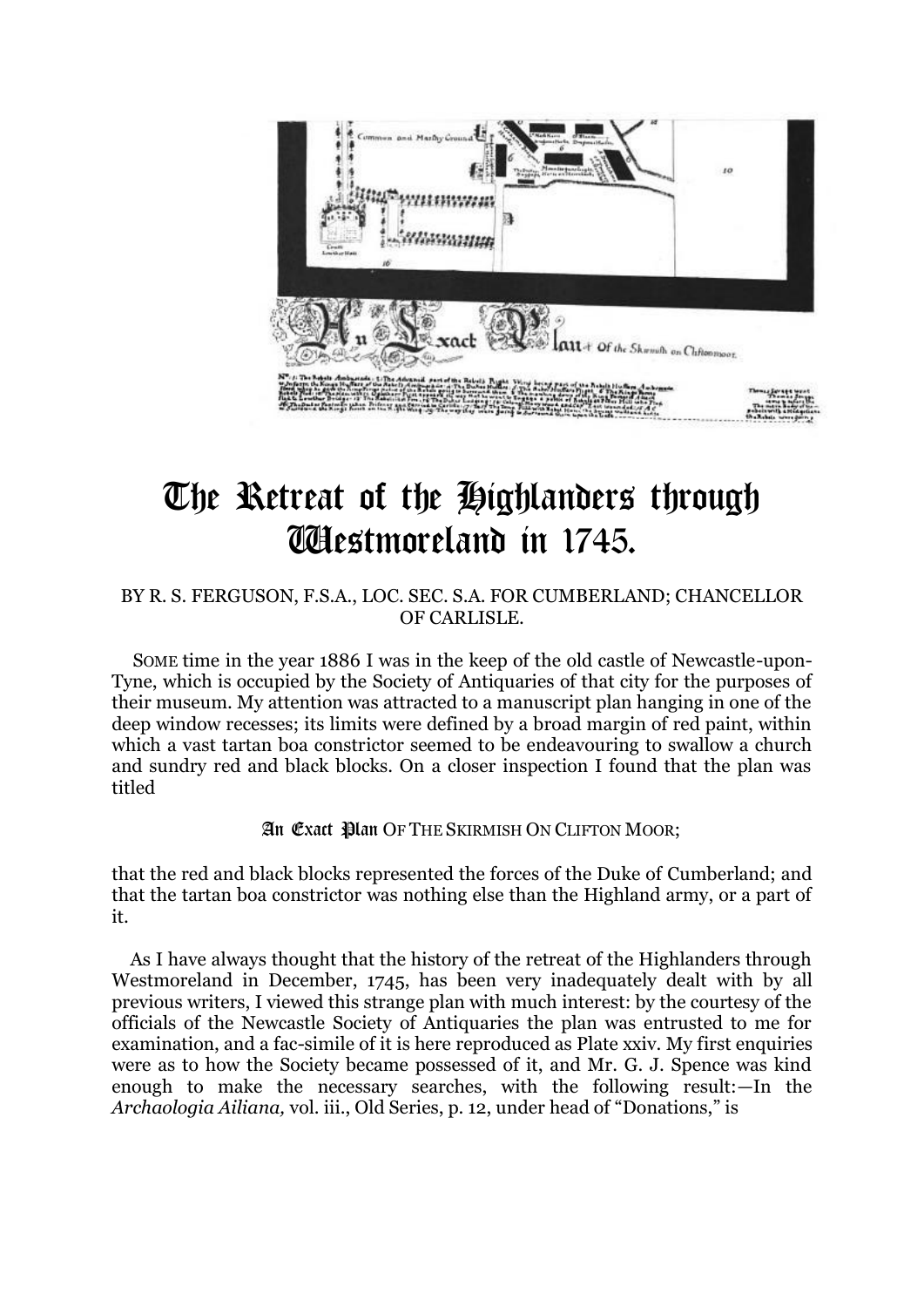# The Retreat of the Highlanders through Westmoreland in 1745.

BY R. S. FERGUSON, F.S.A., LOC. SEC. S.A. FOR CUMBERLAND; CHANCELLOR OF CARLISLE.

SOME time in the year 1886 I was in the keep of the old castle of Newcastle-upon-Tyne, which is occupied by the Society of Antiquaries of that city for the purposes of their museum. My attention was attracted to a manuscript plan hanging in one of the deep window recesses; its limits were defined by a broad margin of red paint, within which a vast tartan boa constrictor seemed to be endeavouring to swallow a church and sundry red and black blocks. On a closer inspection I found that the plan was titled

An Exact Plan OF THE SKIRMISH ON CLIFTON MOOR;

that the red and black blocks represented the forces of the Duke of Cumberland; and that the tartan boa constrictor was nothing else than the Highland army, or a part of it.

As I have always thought that the history of the retreat of the Highlanders through Westmoreland in December, 1745, has been very inadequately dealt with by all previous writers, I viewed this strange plan with much interest: by the courtesy of the officials of the Newcastle Society of Antiquaries the plan was entrusted to me for examination, and a fac-simile of it is here reproduced as Plate xxiv. My first enquiries were as to how the Society became possessed of it, and Mr. G. J. Spence was kind enough to make the necessary searches, with the following result:—In the *Archaologia Ailiana,* vol. iii., Old Series, p. 12, under head of "Donations," is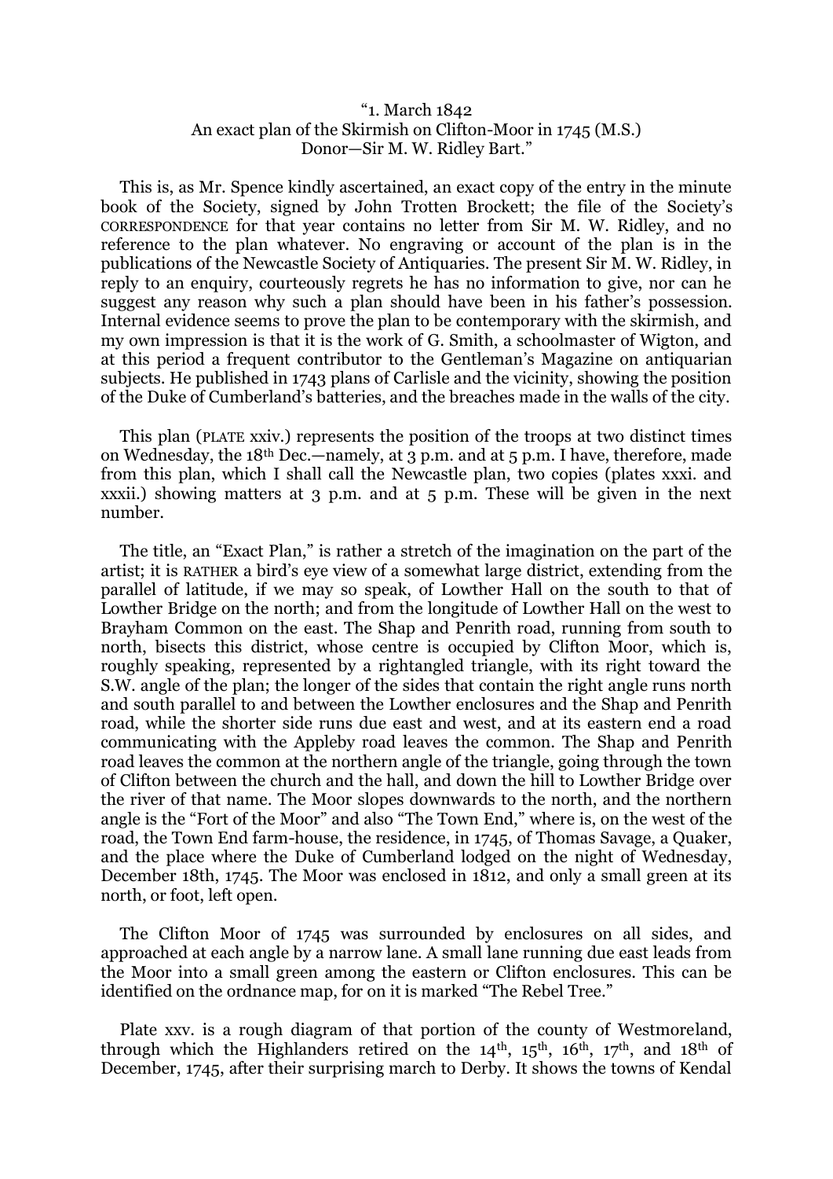"1. March 1842
An exact plan of the Skirmish on Clifton-Moor in 1745 (M.S.)
Donor—Sir M. W. Ridley Bart."

This is, as Mr. Spence kindly ascertained, an exact copy of the entry in the minute book of the Society, signed by John Trotten Brockett; the file of the Society's CORRESPONDENCE for that year contains no letter from Sir M. W. Ridley, and no reference to the plan whatever. No engraving or account of the plan is in the publications of the Newcastle Society of Antiquaries. The present Sir M. W. Ridley, in reply to an enquiry, courteously regrets he has no information to give, nor can he suggest any reason why such a plan should have been in his father's possession. Internal evidence seems to prove the plan to be contemporary with the skirmish, and my own impression is that it is the work of G. Smith, a schoolmaster of Wigton, and at this period a frequent contributor to the Gentleman's Magazine on antiquarian subjects. He published in 1743 plans of Carlisle and the vicinity, showing the position of the Duke of Cumberland's batteries, and the breaches made in the walls of the city.

This plan (PLATE xxiv.) represents the position of the troops at two distinct times on Wednesday, the 18th Dec.—namely, at 3 p.m. and at 5 p.m. I have, therefore, made from this plan, which I shall call the Newcastle plan, two copies (plates xxxi. and xxxii.) showing matters at 3 p.m. and at 5 p.m. These will be given in the next number.

The title, an "Exact Plan," is rather a stretch of the imagination on the part of the artist; it is RATHER a bird's eye view of a somewhat large district, extending from the parallel of latitude, if we may so speak, of Lowther Hall on the south to that of Lowther Bridge on the north; and from the longitude of Lowther Hall on the west to Brayham Common on the east. The Shap and Penrith road, running from south to north, bisects this district, whose centre is occupied by Clifton Moor, which is, roughly speaking, represented by a rightangled triangle, with its right toward the S.W. angle of the plan; the longer of the sides that contain the right angle runs north and south parallel to and between the Lowther enclosures and the Shap and Penrith road, while the shorter side runs due east and west, and at its eastern end a road communicating with the Appleby road leaves the common. The Shap and Penrith road leaves the common at the northern angle of the triangle, going through the town of Clifton between the church and the hall, and down the hill to Lowther Bridge over the river of that name. The Moor slopes downwards to the north, and the northern angle is the "Fort of the Moor" and also "The Town End," where is, on the west of the road, the Town End farm-house, the residence, in 1745, of Thomas Savage, a Quaker, and the place where the Duke of Cumberland lodged on the night of Wednesday, December 18th, 1745. The Moor was enclosed in 1812, and only a small green at its north, or foot, left open.

The Clifton Moor of 1745 was surrounded by enclosures on all sides, and approached at each angle by a narrow lane. A small lane running due east leads from the Moor into a small green among the eastern or Clifton enclosures. This can be identified on the ordnance map, for on it is marked "The Rebel Tree."

Plate xxv. is a rough diagram of that portion of the county of Westmoreland, through which the Highlanders retired on the 14th, 15th, 16th, 17th, and 18th of December, 1745, after their surprising march to Derby. It shows the towns of Kendal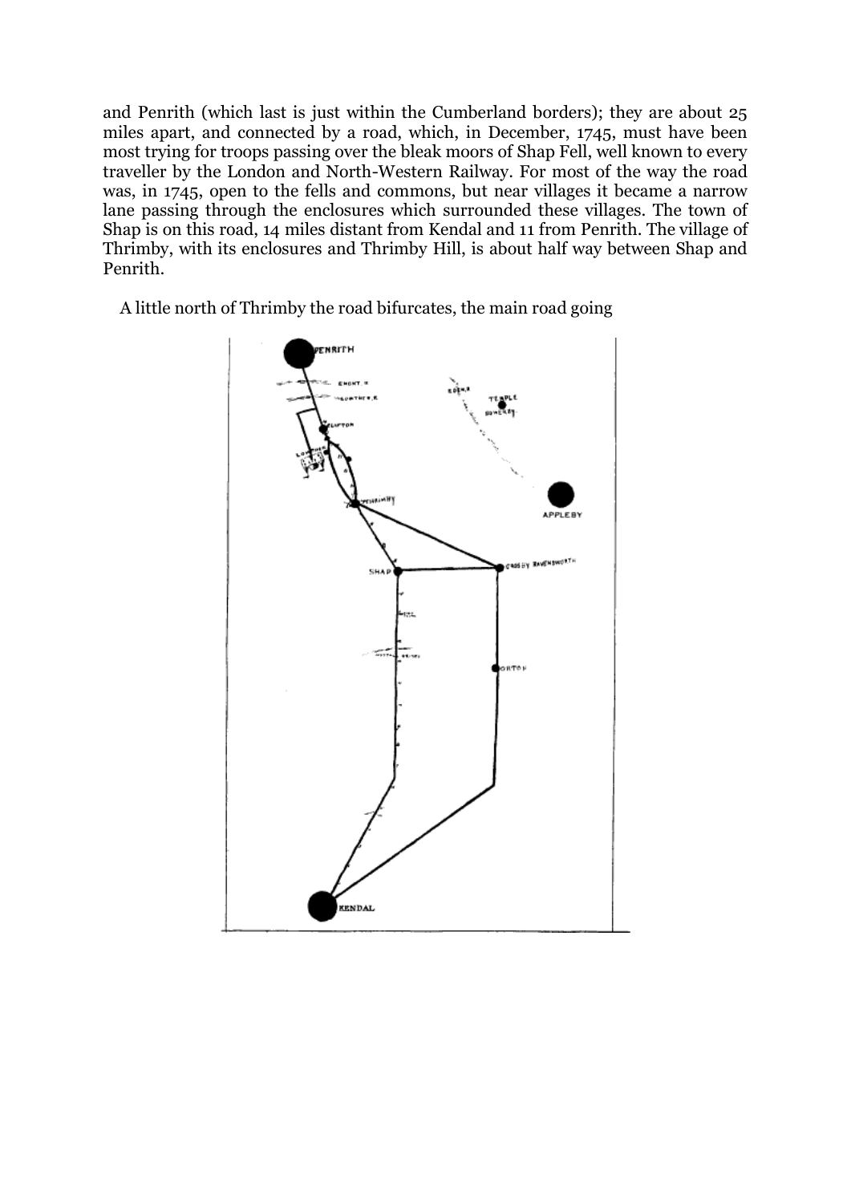and Penrith (which last is just within the Cumberland borders); they are about 25 miles apart, and connected by a road, which, in December, 1745, must have been most trying for troops passing over the bleak moors of Shap Fell, well known to every traveller by the London and North-Western Railway. For most of the way the road was, in 1745, open to the fells and commons, but near villages it became a narrow lane passing through the enclosures which surrounded these villages. The town of Shap is on this road, 14 miles distant from Kendal and 11 from Penrith. The village of Thrimby, with its enclosures and Thrimby Hill, is about half way between Shap and Penrith.

A little north of Thrimby the road bifurcates, the main road going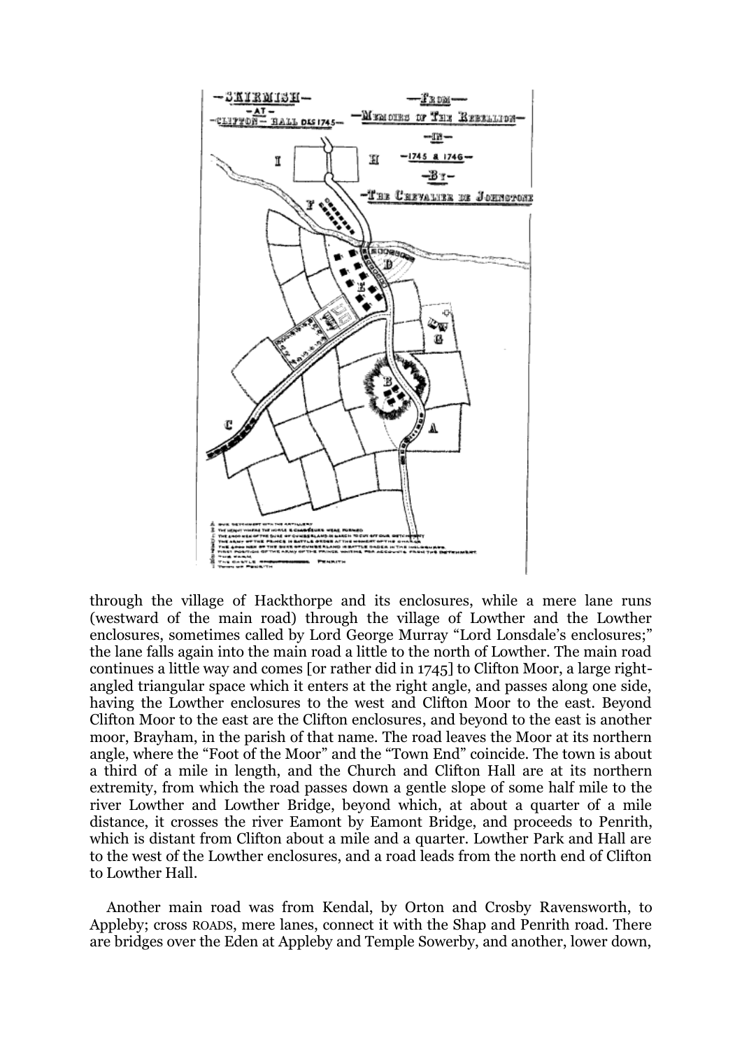through the village of Hackthorpe and its enclosures, while a mere lane runs (westward of the main road) through the village of Lowther and the Lowther enclosures, sometimes called by Lord George Murray "Lord Lonsdale's enclosures;" the lane falls again into the main road a little to the north of Lowther. The main road continues a little way and comes [or rather did in 1745] to Clifton Moor, a large right-angled triangular space which it enters at the right angle, and passes along one side, having the Lowther enclosures to the west and Clifton Moor to the east. Beyond Clifton Moor to the east are the Clifton enclosures, and beyond to the east is another moor, Brayham, in the parish of that name. The road leaves the Moor at its northern angle, where the "Foot of the Moor" and the "Town End" coincide. The town is about a third of a mile in length, and the Church and Clifton Hall are at its northern extremity, from which the road passes down a gentle slope of some half mile to the river Lowther and Lowther Bridge, beyond which, at about a quarter of a mile distance, it crosses the river Eamont by Eamont Bridge, and proceeds to Penrith, which is distant from Clifton about a mile and a quarter. Lowther Park and Hall are to the west of the Lowther enclosures, and a road leads from the north end of Clifton to Lowther Hall.

Another main road was from Kendal, by Orton and Crosby Ravensworth, to Appleby; cross ROADS, mere lanes, connect it with the Shap and Penrith road. There are bridges over the Eden at Appleby and Temple Sowerby, and another, lower down,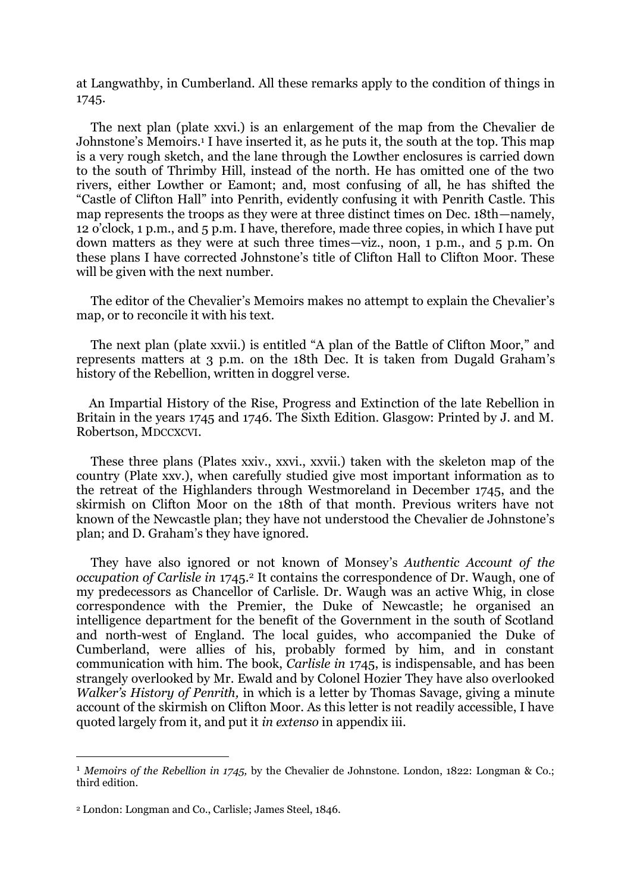at Langwathby, in Cumberland. All these remarks apply to the condition of things in 1745.

The next plan (plate xxvi.) is an enlargement of the map from the Chevalier de Johnstone's Memoirs.[1] I have inserted it, as he puts it, the south at the top. This map is a very rough sketch, and the lane through the Lowther enclosures is carried down to the south of Thrimby Hill, instead of the north. He has omitted one of the two rivers, either Lowther or Eamont; and, most confusing of all, he has shifted the "Castle of Clifton Hall" into Penrith, evidently confusing it with Penrith Castle. This map represents the troops as they were at three distinct times on Dec. 18th—namely, 12 o'clock, 1 p.m., and 5 p.m. I have, therefore, made three copies, in which I have put down matters as they were at such three times—viz., noon, 1 p.m., and 5 p.m. On these plans I have corrected Johnstone's title of Clifton Hall to Clifton Moor. These will be given with the next number.

The editor of the Chevalier's Memoirs makes no attempt to explain the Chevalier's map, or to reconcile it with his text.

The next plan (plate xxvii.) is entitled "A plan of the Battle of Clifton Moor," and represents matters at 3 p.m. on the 18th Dec. It is taken from Dugald Graham's history of the Rebellion, written in doggrel verse.

An Impartial History of the Rise, Progress and Extinction of the late Rebellion in Britain in the years 1745 and 1746. The Sixth Edition. Glasgow: Printed by J. and M. Robertson, MDCCXCVI.

These three plans (Plates xxiv., xxvi., xxvii.) taken with the skeleton map of the country (Plate xxv.), when carefully studied give most important information as to the retreat of the Highlanders through Westmoreland in December 1745, and the skirmish on Clifton Moor on the 18th of that month. Previous writers have not known of the Newcastle plan; they have not understood the Chevalier de Johnstone's plan; and D. Graham's they have ignored.

They have also ignored or not known of Monsey's *Authentic Account of the occupation of Carlisle in* 1745.[2] It contains the correspondence of Dr. Waugh, one of my predecessors as Chancellor of Carlisle. Dr. Waugh was an active Whig, in close correspondence with the Premier, the Duke of Newcastle; he organised an intelligence department for the benefit of the Government in the south of Scotland and north-west of England. The local guides, who accompanied the Duke of Cumberland, were allies of his, probably formed by him, and in constant communication with him. The book, *Carlisle in* 1745, is indispensable, and has been strangely overlooked by Mr. Ewald and by Colonel Hozier They have also overlooked *Walker's History of Penrith,* in which is a letter by Thomas Savage, giving a minute account of the skirmish on Clifton Moor. As this letter is not readily accessible, I have quoted largely from it, and put it *in extenso* in appendix iii.

---

[1] *Memoirs of the Rebellion in 1745,* by the Chevalier de Johnstone. London, 1822: Longman & Co.; third edition.

[2] London: Longman and Co., Carlisle; James Steel, 1846.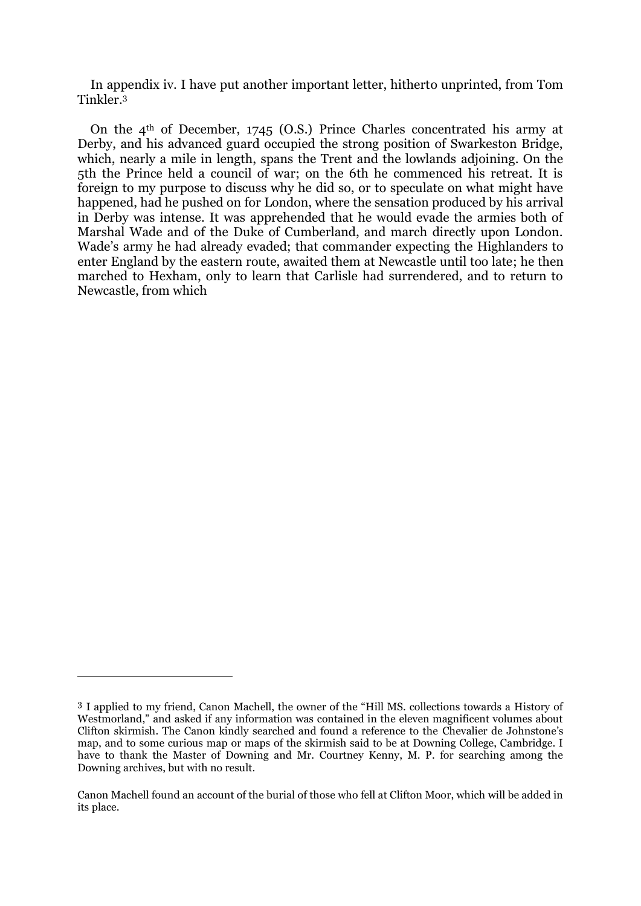In appendix iv. I have put another important letter, hitherto unprinted, from Tom Tinkler.[3]

On the 4th of December, 1745 (O.S.) Prince Charles concentrated his army at Derby, and his advanced guard occupied the strong position of Swarkeston Bridge, which, nearly a mile in length, spans the Trent and the lowlands adjoining. On the 5th the Prince held a council of war; on the 6th he commenced his retreat. It is foreign to my purpose to discuss why he did so, or to speculate on what might have happened, had he pushed on for London, where the sensation produced by his arrival in Derby was intense. It was apprehended that he would evade the armies both of Marshal Wade and of the Duke of Cumberland, and march directly upon London. Wade's army he had already evaded; that commander expecting the Highlanders to enter England by the eastern route, awaited them at Newcastle until too late; he then marched to Hexham, only to learn that Carlisle had surrendered, and to return to Newcastle, from which

---

[3] I applied to my friend, Canon Machell, the owner of the "Hill MS. collections towards a History of Westmorland," and asked if any information was contained in the eleven magnificent volumes about Clifton skirmish. The Canon kindly searched and found a reference to the Chevalier de Johnstone's map, and to some curious map or maps of the skirmish said to be at Downing College, Cambridge. I have to thank the Master of Downing and Mr. Courtney Kenny, M. P. for searching among the Downing archives, but with no result.

Canon Machell found an account of the burial of those who fell at Clifton Moor, which will be added in its place.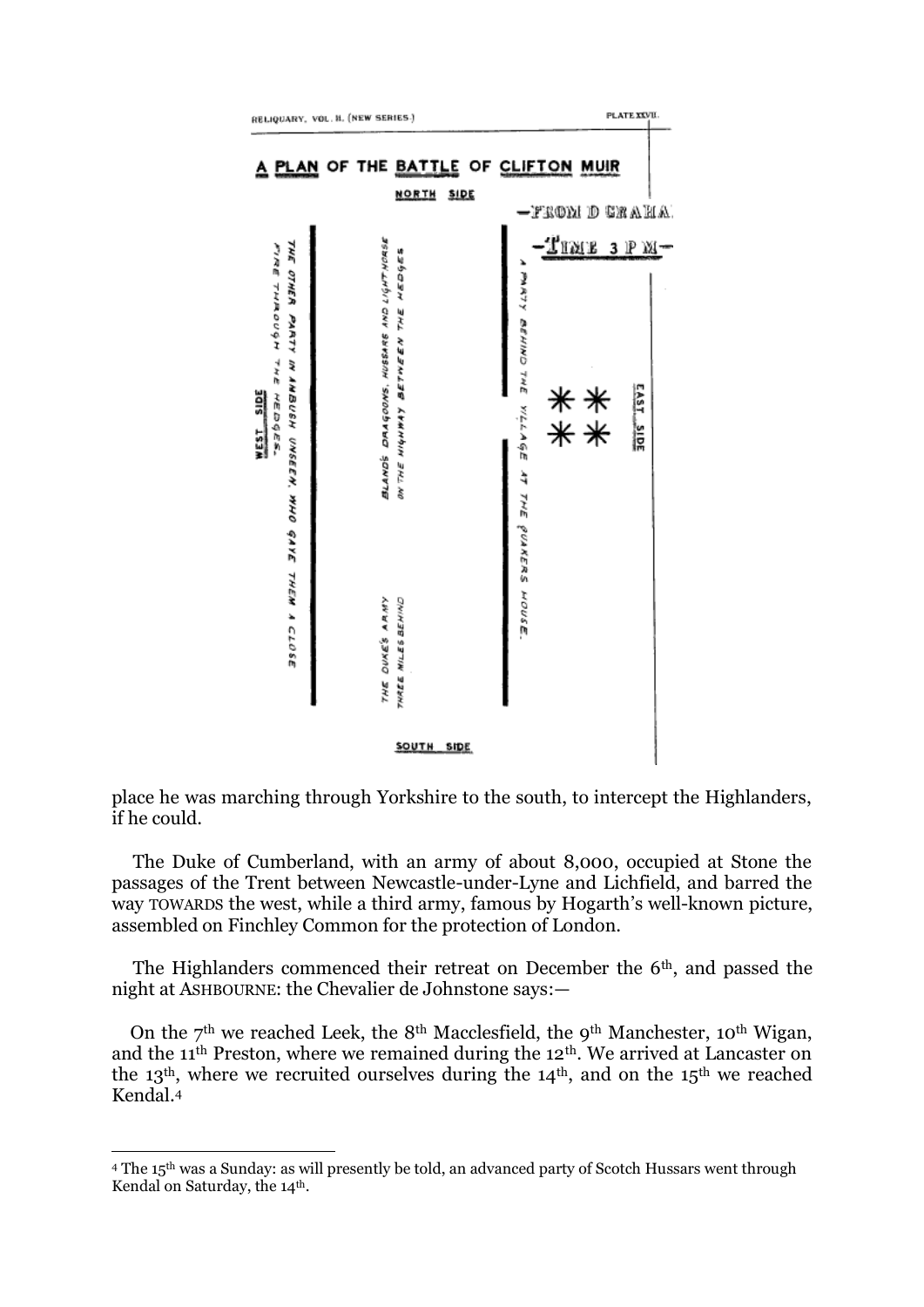RELIQUARY, VOL. II. (NEW SERIES.) PLATE XXVII.

## A PLAN OF THE BATTLE OF CLIFTON MUIR

NORTH SIDE

—FROM D GRAHAM.

—TIME 3 P M—

WEST SIDE

THE OTHER PARTY IN AMBUSH UNSEEN, WHO GAVE THEM A CLOSE FIRE THROUGH THE HEDGES.

BLAND'S DRAGOONS, HUSSARS AND LIGHT HORSE ON THE HIGHWAY BETWEEN THE HEDGES

THE DUKE'S ARMY THREE MILES BEHIND

A PARTY BEHIND THE VILLAGE AT THE QUAKERS HOUSE.

\* \*
\* \*

EAST SIDE

SOUTH SIDE

place he was marching through Yorkshire to the south, to intercept the Highlanders, if he could.

The Duke of Cumberland, with an army of about 8,000, occupied at Stone the passages of the Trent between Newcastle-under-Lyne and Lichfield, and barred the way TOWARDS the west, while a third army, famous by Hogarth's well-known picture, assembled on Finchley Common for the protection of London.

The Highlanders commenced their retreat on December the 6th, and passed the night at ASHBOURNE: the Chevalier de Johnstone says:—

On the 7th we reached Leek, the 8th Macclesfield, the 9th Manchester, 10th Wigan, and the 11th Preston, where we remained during the 12th. We arrived at Lancaster on the 13th, where we recruited ourselves during the 14th, and on the 15th we reached Kendal.[4]

---

[4] The 15th was a Sunday: as will presently be told, an advanced party of Scotch Hussars went through Kendal on Saturday, the 14th.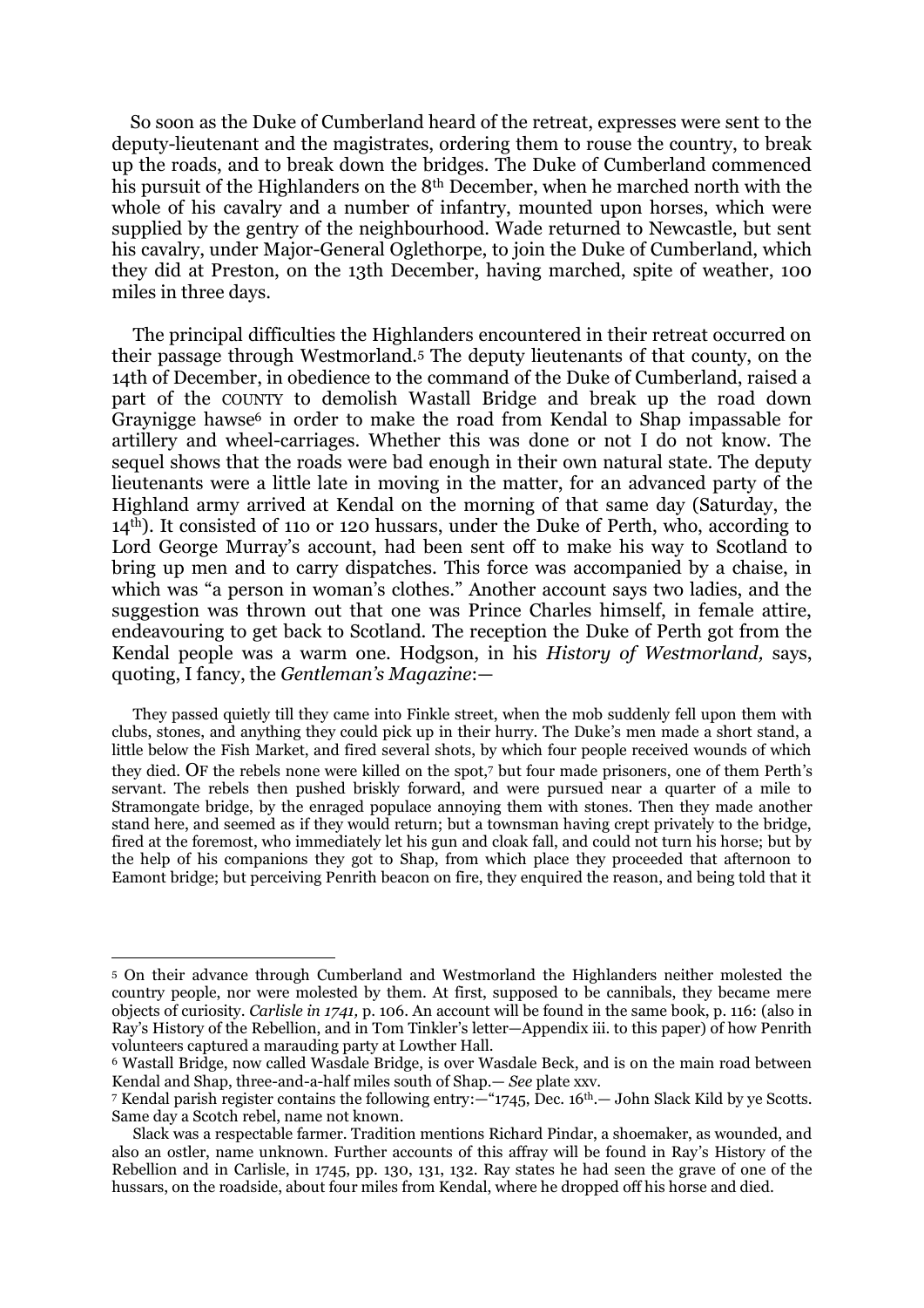So soon as the Duke of Cumberland heard of the retreat, expresses were sent to the deputy-lieutenant and the magistrates, ordering them to rouse the country, to break up the roads, and to break down the bridges. The Duke of Cumberland commenced his pursuit of the Highlanders on the 8th December, when he marched north with the whole of his cavalry and a number of infantry, mounted upon horses, which were supplied by the gentry of the neighbourhood. Wade returned to Newcastle, but sent his cavalry, under Major-General Oglethorpe, to join the Duke of Cumberland, which they did at Preston, on the 13th December, having marched, spite of weather, 100 miles in three days.

The principal difficulties the Highlanders encountered in their retreat occurred on their passage through Westmorland.[5] The deputy lieutenants of that county, on the 14th of December, in obedience to the command of the Duke of Cumberland, raised a part of the COUNTY to demolish Wastall Bridge and break up the road down Graynigge hawse[6] in order to make the road from Kendal to Shap impassable for artillery and wheel-carriages. Whether this was done or not I do not know. The sequel shows that the roads were bad enough in their own natural state. The deputy lieutenants were a little late in moving in the matter, for an advanced party of the Highland army arrived at Kendal on the morning of that same day (Saturday, the 14th). It consisted of 110 or 120 hussars, under the Duke of Perth, who, according to Lord George Murray's account, had been sent off to make his way to Scotland to bring up men and to carry dispatches. This force was accompanied by a chaise, in which was "a person in woman's clothes." Another account says two ladies, and the suggestion was thrown out that one was Prince Charles himself, in female attire, endeavouring to get back to Scotland. The reception the Duke of Perth got from the Kendal people was a warm one. Hodgson, in his *History of Westmorland,* says, quoting, I fancy, the *Gentleman's Magazine*:—

> They passed quietly till they came into Finkle street, when the mob suddenly fell upon them with clubs, stones, and anything they could pick up in their hurry. The Duke's men made a short stand, a little below the Fish Market, and fired several shots, by which four people received wounds of which they died. OF the rebels none were killed on the spot,[7] but four made prisoners, one of them Perth's servant. The rebels then pushed briskly forward, and were pursued near a quarter of a mile to Stramongate bridge, by the enraged populace annoying them with stones. Then they made another stand here, and seemed as if they would return; but a townsman having crept privately to the bridge, fired at the foremost, who immediately let his gun and cloak fall, and could not turn his horse; but by the help of his companions they got to Shap, from which place they proceeded that afternoon to Eamont bridge; but perceiving Penrith beacon on fire, they enquired the reason, and being told that it

---

[5] On their advance through Cumberland and Westmorland the Highlanders neither molested the country people, nor were molested by them. At first, supposed to be cannibals, they became mere objects of curiosity. *Carlisle in 1741,* p. 106. An account will be found in the same book, p. 116: (also in Ray's History of the Rebellion, and in Tom Tinkler's letter—Appendix iii. to this paper) of how Penrith volunteers captured a marauding party at Lowther Hall.

[6] Wastall Bridge, now called Wasdale Bridge, is over Wasdale Beck, and is on the main road between Kendal and Shap, three-and-a-half miles south of Shap.— *See* plate xxv.

[7] Kendal parish register contains the following entry:—"1745, Dec. 16th.— John Slack Kild by ye Scotts. Same day a Scotch rebel, name not known.

Slack was a respectable farmer. Tradition mentions Richard Pindar, a shoemaker, as wounded, and also an ostler, name unknown. Further accounts of this affray will be found in Ray's History of the Rebellion and in Carlisle, in 1745, pp. 130, 131, 132. Ray states he had seen the grave of one of the hussars, on the roadside, about four miles from Kendal, where he dropped off his horse and died.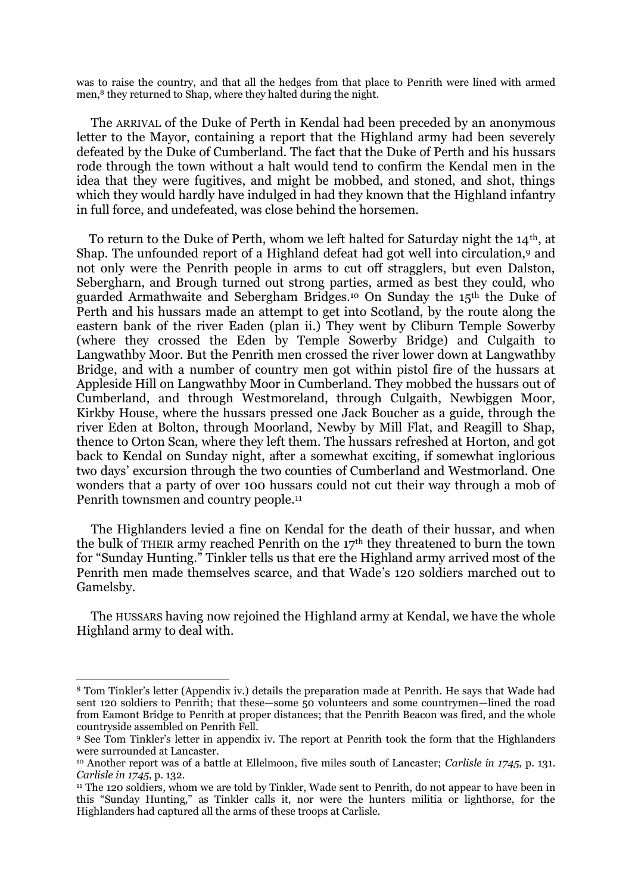was to raise the country, and that all the hedges from that place to Penrith were lined with armed men,[8] they returned to Shap, where they halted during the night.

The ARRIVAL of the Duke of Perth in Kendal had been preceded by an anonymous letter to the Mayor, containing a report that the Highland army had been severely defeated by the Duke of Cumberland. The fact that the Duke of Perth and his hussars rode through the town without a halt would tend to confirm the Kendal men in the idea that they were fugitives, and might be mobbed, and stoned, and shot, things which they would hardly have indulged in had they known that the Highland infantry in full force, and undefeated, was close behind the horsemen.

To return to the Duke of Perth, whom we left halted for Saturday night the 14th, at Shap. The unfounded report of a Highland defeat had got well into circulation,[9] and not only were the Penrith people in arms to cut off stragglers, but even Dalston, Sebergharn, and Brough turned out strong parties, armed as best they could, who guarded Armathwaite and Sebergham Bridges.[10] On Sunday the 15th the Duke of Perth and his hussars made an attempt to get into Scotland, by the route along the eastern bank of the river Eaden (plan ii.) They went by Cliburn Temple Sowerby (where they crossed the Eden by Temple Sowerby Bridge) and Culgaith to Langwathby Moor. But the Penrith men crossed the river lower down at Langwathby Bridge, and with a number of country men got within pistol fire of the hussars at Appleside Hill on Langwathby Moor in Cumberland. They mobbed the hussars out of Cumberland, and through Westmoreland, through Culgaith, Newbiggen Moor, Kirkby House, where the hussars pressed one Jack Boucher as a guide, through the river Eden at Bolton, through Moorland, Newby by Mill Flat, and Reagill to Shap, thence to Orton Scan, where they left them. The hussars refreshed at Horton, and got back to Kendal on Sunday night, after a somewhat exciting, if somewhat inglorious two days' excursion through the two counties of Cumberland and Westmorland. One wonders that a party of over 100 hussars could not cut their way through a mob of Penrith townsmen and country people.[11]

The Highlanders levied a fine on Kendal for the death of their hussar, and when the bulk of THEIR army reached Penrith on the 17th they threatened to burn the town for "Sunday Hunting." Tinkler tells us that ere the Highland army arrived most of the Penrith men made themselves scarce, and that Wade's 120 soldiers marched out to Gamelsby.

The HUSSARS having now rejoined the Highland army at Kendal, we have the whole Highland army to deal with.

---

[8] Tom Tinkler's letter (Appendix iv.) details the preparation made at Penrith. He says that Wade had sent 120 soldiers to Penrith; that these—some 50 volunteers and some countrymen—lined the road from Eamont Bridge to Penrith at proper distances; that the Penrith Beacon was fired, and the whole countryside assembled on Penrith Fell.

[9] See Tom Tinkler's letter in appendix iv. The report at Penrith took the form that the Highlanders were surrounded at Lancaster.

[10] Another report was of a battle at Ellelmoon, five miles south of Lancaster; *Carlisle in 1745,* p. 131. *Carlisle in 1745,* p. 132.

[11] The 120 soldiers, whom we are told by Tinkler, Wade sent to Penrith, do not appear to have been in this "Sunday Hunting," as Tinkler calls it, nor were the hunters militia or lighthorse, for the Highlanders had captured all the arms of these troops at Carlisle.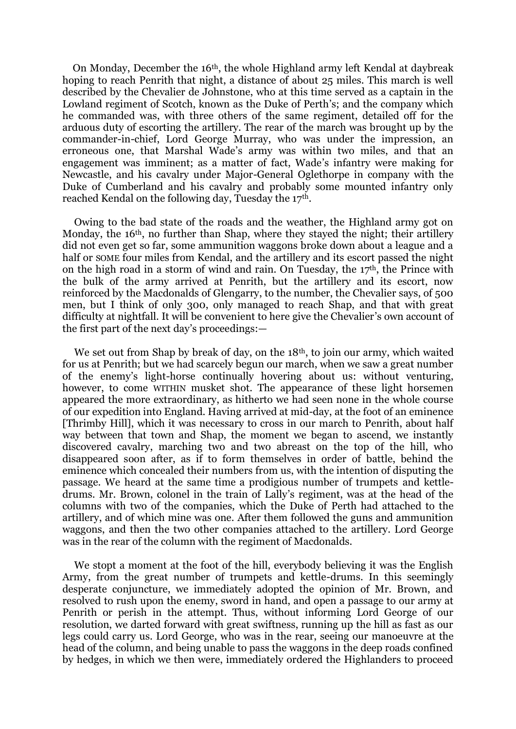On Monday, December the 16th, the whole Highland army left Kendal at daybreak hoping to reach Penrith that night, a distance of about 25 miles. This march is well described by the Chevalier de Johnstone, who at this time served as a captain in the Lowland regiment of Scotch, known as the Duke of Perth's; and the company which he commanded was, with three others of the same regiment, detailed off for the arduous duty of escorting the artillery. The rear of the march was brought up by the commander-in-chief, Lord George Murray, who was under the impression, an erroneous one, that Marshal Wade's army was within two miles, and that an engagement was imminent; as a matter of fact, Wade's infantry were making for Newcastle, and his cavalry under Major-General Oglethorpe in company with the Duke of Cumberland and his cavalry and probably some mounted infantry only reached Kendal on the following day, Tuesday the 17th.

Owing to the bad state of the roads and the weather, the Highland army got on Monday, the 16th, no further than Shap, where they stayed the night; their artillery did not even get so far, some ammunition waggons broke down about a league and a half or SOME four miles from Kendal, and the artillery and its escort passed the night on the high road in a storm of wind and rain. On Tuesday, the 17th, the Prince with the bulk of the army arrived at Penrith, but the artillery and its escort, now reinforced by the Macdonalds of Glengarry, to the number, the Chevalier says, of 500 men, but I think of only 300, only managed to reach Shap, and that with great difficulty at nightfall. It will be convenient to here give the Chevalier's own account of the first part of the next day's proceedings:—

We set out from Shap by break of day, on the 18th, to join our army, which waited for us at Penrith; but we had scarcely begun our march, when we saw a great number of the enemy's light-horse continually hovering about us: without venturing, however, to come WITHIN musket shot. The appearance of these light horsemen appeared the more extraordinary, as hitherto we had seen none in the whole course of our expedition into England. Having arrived at mid-day, at the foot of an eminence [Thrimby Hill], which it was necessary to cross in our march to Penrith, about half way between that town and Shap, the moment we began to ascend, we instantly discovered cavalry, marching two and two abreast on the top of the hill, who disappeared soon after, as if to form themselves in order of battle, behind the eminence which concealed their numbers from us, with the intention of disputing the passage. We heard at the same time a prodigious number of trumpets and kettle-drums. Mr. Brown, colonel in the train of Lally's regiment, was at the head of the columns with two of the companies, which the Duke of Perth had attached to the artillery, and of which mine was one. After them followed the guns and ammunition waggons, and then the two other companies attached to the artillery. Lord George was in the rear of the column with the regiment of Macdonalds.

We stopt a moment at the foot of the hill, everybody believing it was the English Army, from the great number of trumpets and kettle-drums. In this seemingly desperate conjuncture, we immediately adopted the opinion of Mr. Brown, and resolved to rush upon the enemy, sword in hand, and open a passage to our army at Penrith or perish in the attempt. Thus, without informing Lord George of our resolution, we darted forward with great swiftness, running up the hill as fast as our legs could carry us. Lord George, who was in the rear, seeing our manoeuvre at the head of the column, and being unable to pass the waggons in the deep roads confined by hedges, in which we then were, immediately ordered the Highlanders to proceed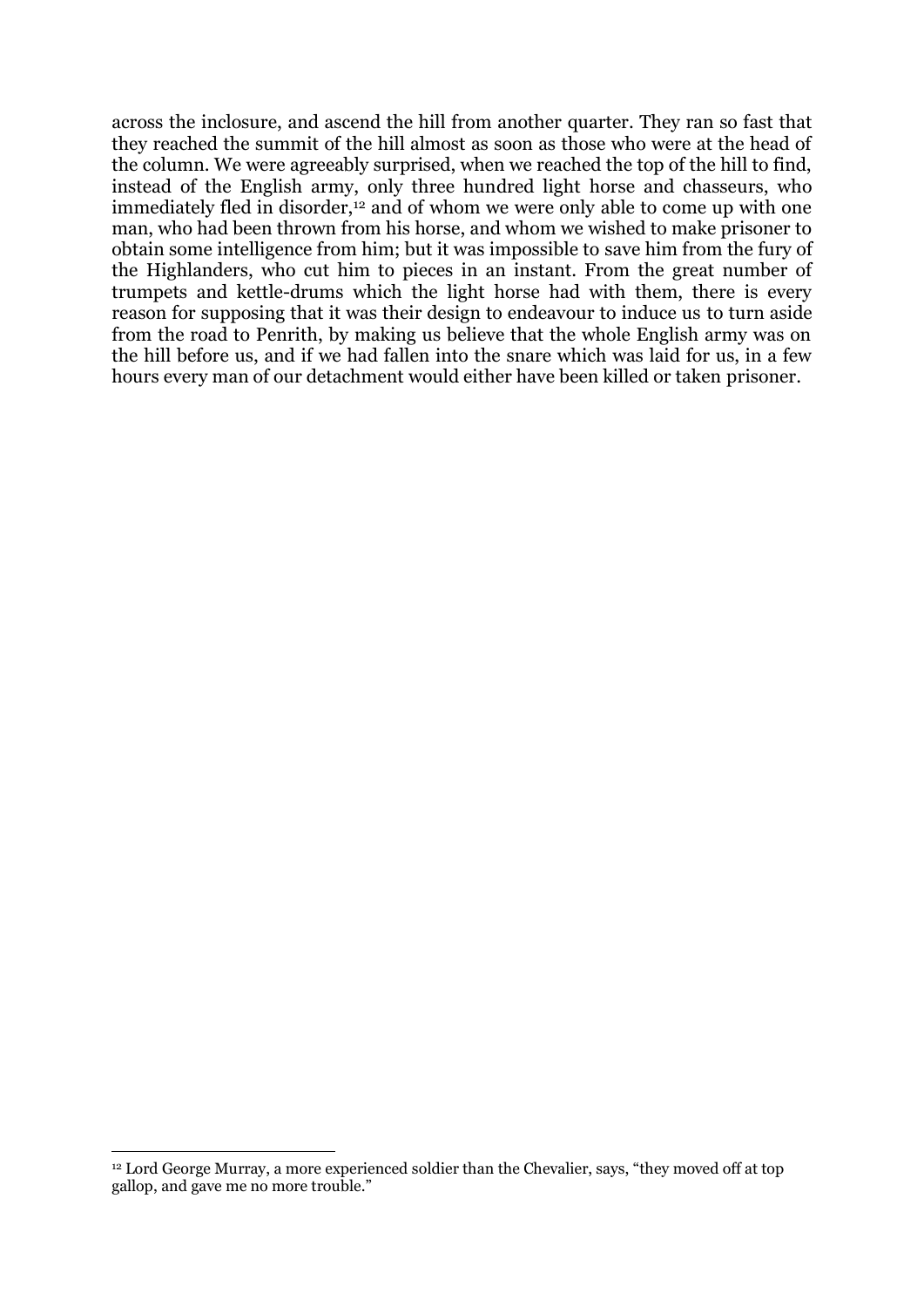across the inclosure, and ascend the hill from another quarter. They ran so fast that they reached the summit of the hill almost as soon as those who were at the head of the column. We were agreeably surprised, when we reached the top of the hill to find, instead of the English army, only three hundred light horse and chasseurs, who immediately fled in disorder,[12] and of whom we were only able to come up with one man, who had been thrown from his horse, and whom we wished to make prisoner to obtain some intelligence from him; but it was impossible to save him from the fury of the Highlanders, who cut him to pieces in an instant. From the great number of trumpets and kettle-drums which the light horse had with them, there is every reason for supposing that it was their design to endeavour to induce us to turn aside from the road to Penrith, by making us believe that the whole English army was on the hill before us, and if we had fallen into the snare which was laid for us, in a few hours every man of our detachment would either have been killed or taken prisoner.

---

[12] Lord George Murray, a more experienced soldier than the Chevalier, says, "they moved off at top gallop, and gave me no more trouble."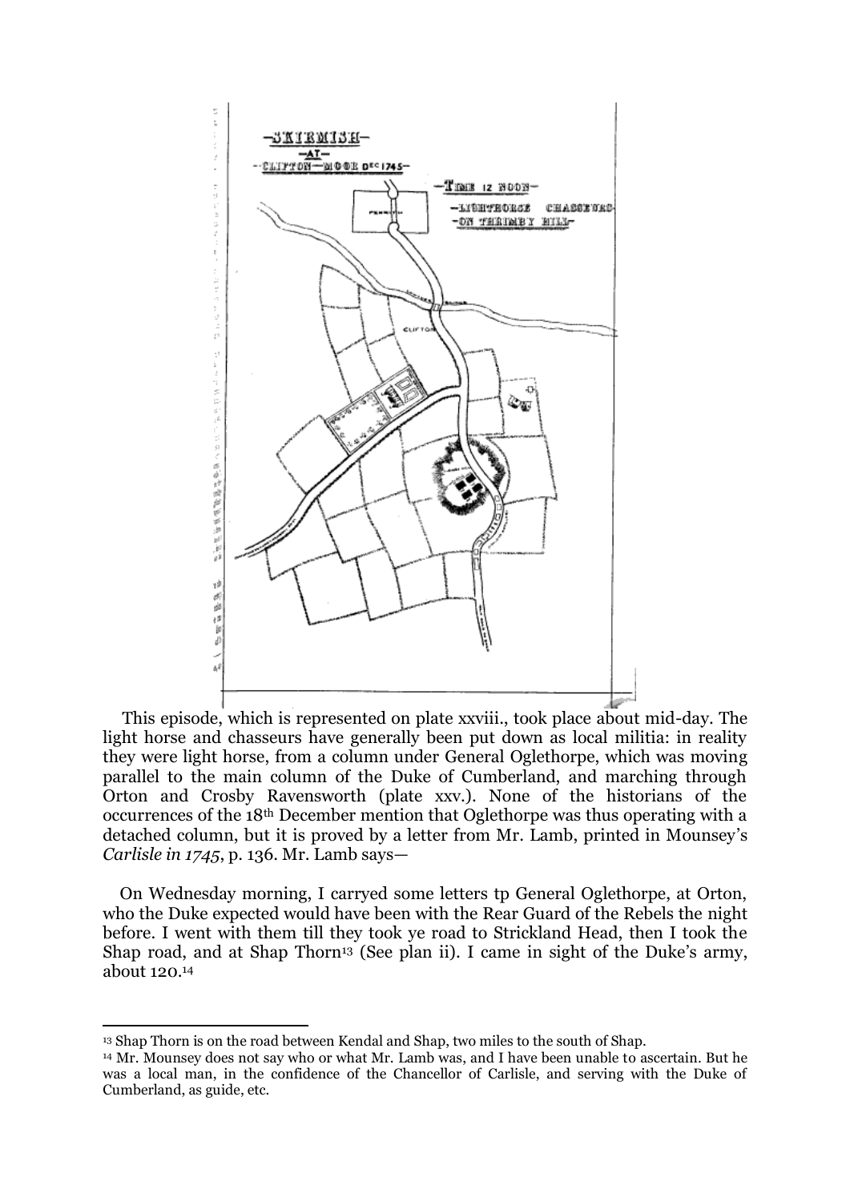This episode, which is represented on plate xxviii., took place about mid-day. The light horse and chasseurs have generally been put down as local militia: in reality they were light horse, from a column under General Oglethorpe, which was moving parallel to the main column of the Duke of Cumberland, and marching through Orton and Crosby Ravensworth (plate xxv.). None of the historians of the occurrences of the 18th December mention that Oglethorpe was thus operating with a detached column, but it is proved by a letter from Mr. Lamb, printed in Mounsey's *Carlisle in 1745*, p. 136. Mr. Lamb says—

On Wednesday morning, I carryed some letters tp General Oglethorpe, at Orton, who the Duke expected would have been with the Rear Guard of the Rebels the night before. I went with them till they took ye road to Strickland Head, then I took the Shap road, and at Shap Thorn[13] (See plan ii). I came in sight of the Duke's army, about 120.[14]

---

[13] Shap Thorn is on the road between Kendal and Shap, two miles to the south of Shap.

[14] Mr. Mounsey does not say who or what Mr. Lamb was, and I have been unable to ascertain. But he was a local man, in the confidence of the Chancellor of Carlisle, and serving with the Duke of Cumberland, as guide, etc.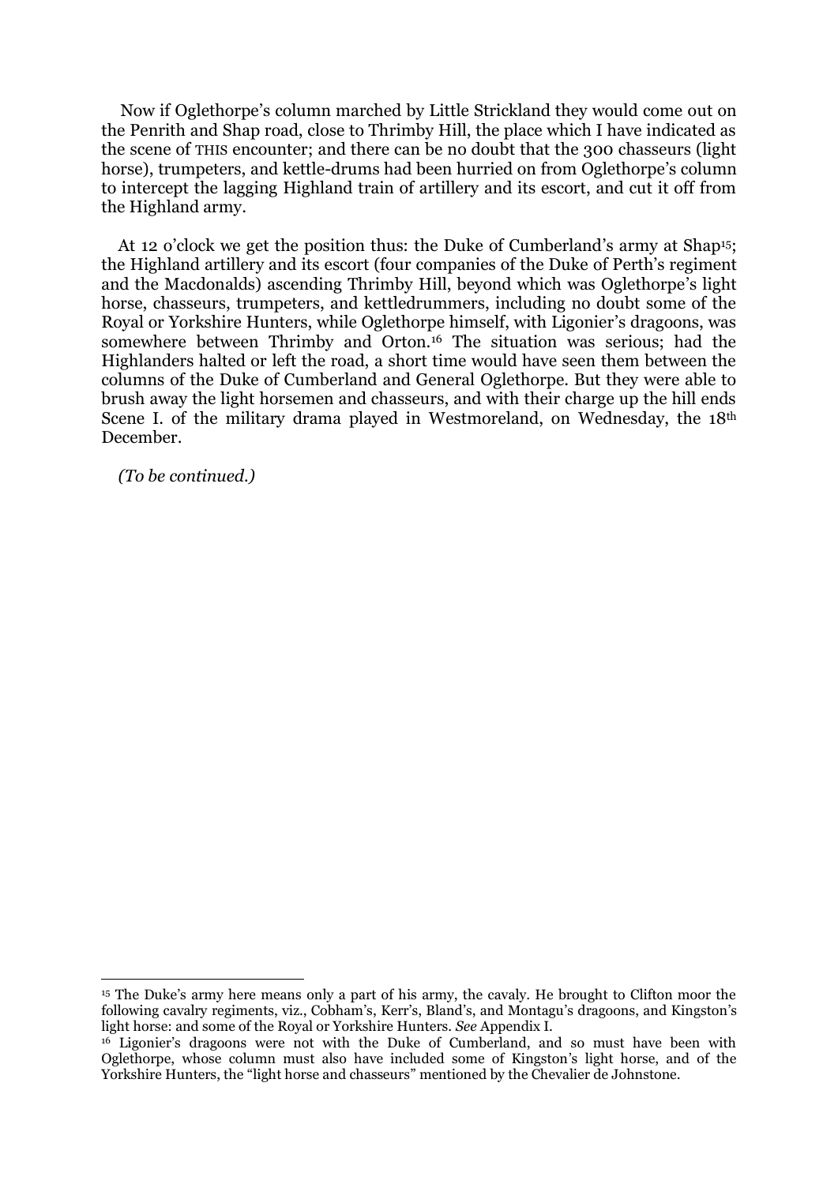Now if Oglethorpe's column marched by Little Strickland they would come out on the Penrith and Shap road, close to Thrimby Hill, the place which I have indicated as the scene of THIS encounter; and there can be no doubt that the 300 chasseurs (light horse), trumpeters, and kettle-drums had been hurried on from Oglethorpe's column to intercept the lagging Highland train of artillery and its escort, and cut it off from the Highland army.

At 12 o'clock we get the position thus: the Duke of Cumberland's army at Shap[15]; the Highland artillery and its escort (four companies of the Duke of Perth's regiment and the Macdonalds) ascending Thrimby Hill, beyond which was Oglethorpe's light horse, chasseurs, trumpeters, and kettledrummers, including no doubt some of the Royal or Yorkshire Hunters, while Oglethorpe himself, with Ligonier's dragoons, was somewhere between Thrimby and Orton.[16] The situation was serious; had the Highlanders halted or left the road, a short time would have seen them between the columns of the Duke of Cumberland and General Oglethorpe. But they were able to brush away the light horsemen and chasseurs, and with their charge up the hill ends Scene I. of the military drama played in Westmoreland, on Wednesday, the 18th December.

*(To be continued.)*

---

[15] The Duke's army here means only a part of his army, the cavaly. He brought to Clifton moor the following cavalry regiments, viz., Cobham's, Kerr's, Bland's, and Montagu's dragoons, and Kingston's light horse: and some of the Royal or Yorkshire Hunters. *See* Appendix I.

[16] Ligonier's dragoons were not with the Duke of Cumberland, and so must have been with Oglethorpe, whose column must also have included some of Kingston's light horse, and of the Yorkshire Hunters, the "light horse and chasseurs" mentioned by the Chevalier de Johnstone.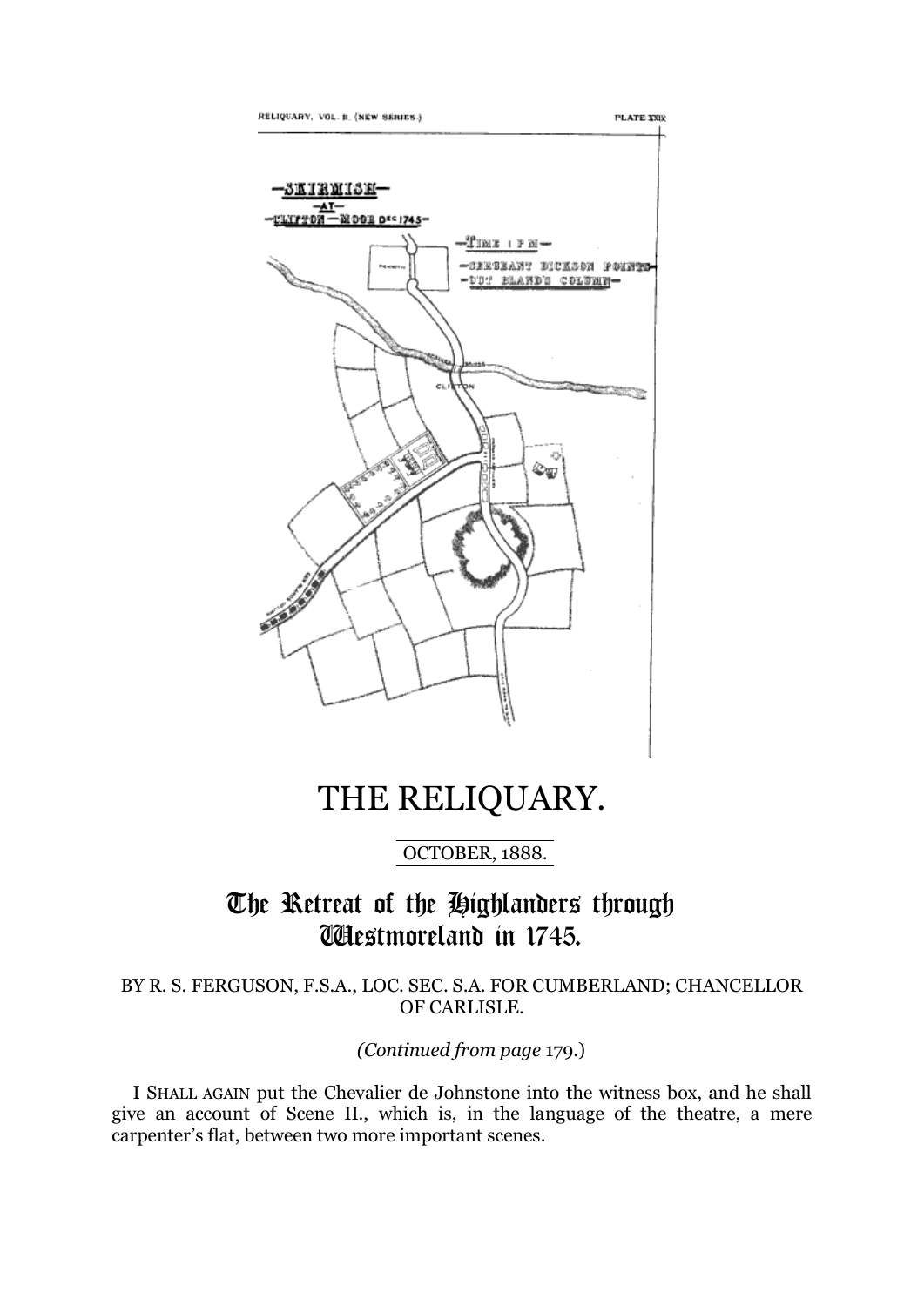# THE RELIQUARY.

OCTOBER, 1888.

## The Retreat of the Highlanders through Westmoreland in 1745.

BY R. S. FERGUSON, F.S.A., LOC. SEC. S.A. FOR CUMBERLAND; CHANCELLOR OF CARLISLE.

*(Continued from page* 179.)

I SHALL AGAIN put the Chevalier de Johnstone into the witness box, and he shall give an account of Scene II., which is, in the language of the theatre, a mere carpenter's flat, between two more important scenes.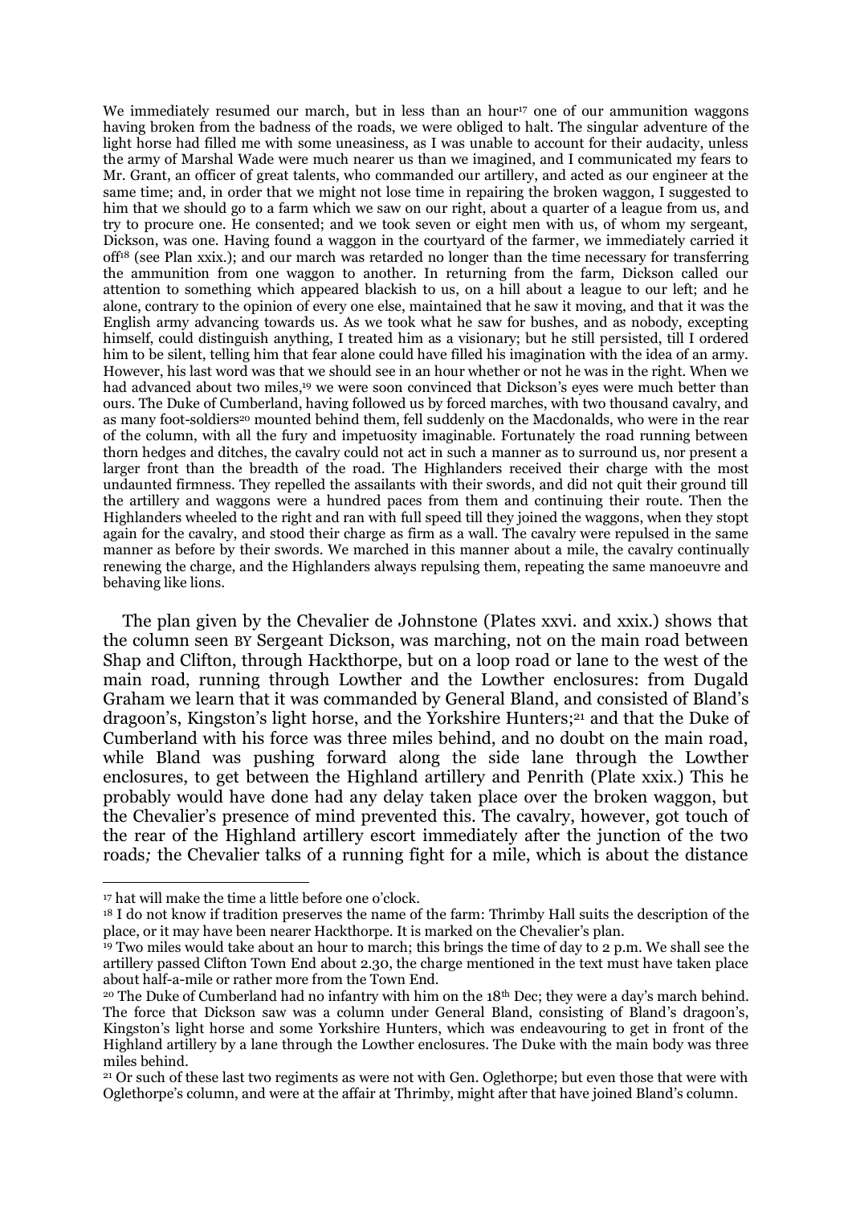We immediately resumed our march, but in less than an hour[17] one of our ammunition waggons having broken from the badness of the roads, we were obliged to halt. The singular adventure of the light horse had filled me with some uneasiness, as I was unable to account for their audacity, unless the army of Marshal Wade were much nearer us than we imagined, and I communicated my fears to Mr. Grant, an officer of great talents, who commanded our artillery, and acted as our engineer at the same time; and, in order that we might not lose time in repairing the broken waggon, I suggested to him that we should go to a farm which we saw on our right, about a quarter of a league from us, and try to procure one. He consented; and we took seven or eight men with us, of whom my sergeant, Dickson, was one. Having found a waggon in the courtyard of the farmer, we immediately carried it off[18] (see Plan xxix.); and our march was retarded no longer than the time necessary for transferring the ammunition from one waggon to another. In returning from the farm, Dickson called our attention to something which appeared blackish to us, on a hill about a league to our left; and he alone, contrary to the opinion of every one else, maintained that he saw it moving, and that it was the English army advancing towards us. As we took what he saw for bushes, and as nobody, excepting himself, could distinguish anything, I treated him as a visionary; but he still persisted, till I ordered him to be silent, telling him that fear alone could have filled his imagination with the idea of an army. However, his last word was that we should see in an hour whether or not he was in the right. When we had advanced about two miles,[19] we were soon convinced that Dickson's eyes were much better than ours. The Duke of Cumberland, having followed us by forced marches, with two thousand cavalry, and as many foot-soldiers[20] mounted behind them, fell suddenly on the Macdonalds, who were in the rear of the column, with all the fury and impetuosity imaginable. Fortunately the road running between thorn hedges and ditches, the cavalry could not act in such a manner as to surround us, nor present a larger front than the breadth of the road. The Highlanders received their charge with the most undaunted firmness. They repelled the assailants with their swords, and did not quit their ground till the artillery and waggons were a hundred paces from them and continuing their route. Then the Highlanders wheeled to the right and ran with full speed till they joined the waggons, when they stopt again for the cavalry, and stood their charge as firm as a wall. The cavalry were repulsed in the same manner as before by their swords. We marched in this manner about a mile, the cavalry continually renewing the charge, and the Highlanders always repulsing them, repeating the same manoeuvre and behaving like lions.

The plan given by the Chevalier de Johnstone (Plates xxvi. and xxix.) shows that the column seen BY Sergeant Dickson, was marching, not on the main road between Shap and Clifton, through Hackthorpe, but on a loop road or lane to the west of the main road, running through Lowther and the Lowther enclosures: from Dugald Graham we learn that it was commanded by General Bland, and consisted of Bland's dragoon's, Kingston's light horse, and the Yorkshire Hunters;[21] and that the Duke of Cumberland with his force was three miles behind, and no doubt on the main road, while Bland was pushing forward along the side lane through the Lowther enclosures, to get between the Highland artillery and Penrith (Plate xxix.) This he probably would have done had any delay taken place over the broken waggon, but the Chevalier's presence of mind prevented this. The cavalry, however, got touch of the rear of the Highland artillery escort immediately after the junction of the two roads*;* the Chevalier talks of a running fight for a mile, which is about the distance

---

[17] hat will make the time a little before one o'clock.

[18] I do not know if tradition preserves the name of the farm: Thrimby Hall suits the description of the place, or it may have been nearer Hackthorpe. It is marked on the Chevalier's plan.

[19] Two miles would take about an hour to march; this brings the time of day to 2 p.m. We shall see the artillery passed Clifton Town End about 2.30, the charge mentioned in the text must have taken place about half-a-mile or rather more from the Town End.

[20] The Duke of Cumberland had no infantry with him on the 18th Dec; they were a day's march behind. The force that Dickson saw was a column under General Bland, consisting of Bland's dragoon's, Kingston's light horse and some Yorkshire Hunters, which was endeavouring to get in front of the Highland artillery by a lane through the Lowther enclosures. The Duke with the main body was three miles behind.

[21] Or such of these last two regiments as were not with Gen. Oglethorpe; but even those that were with Oglethorpe's column, and were at the affair at Thrimby, might after that have joined Bland's column.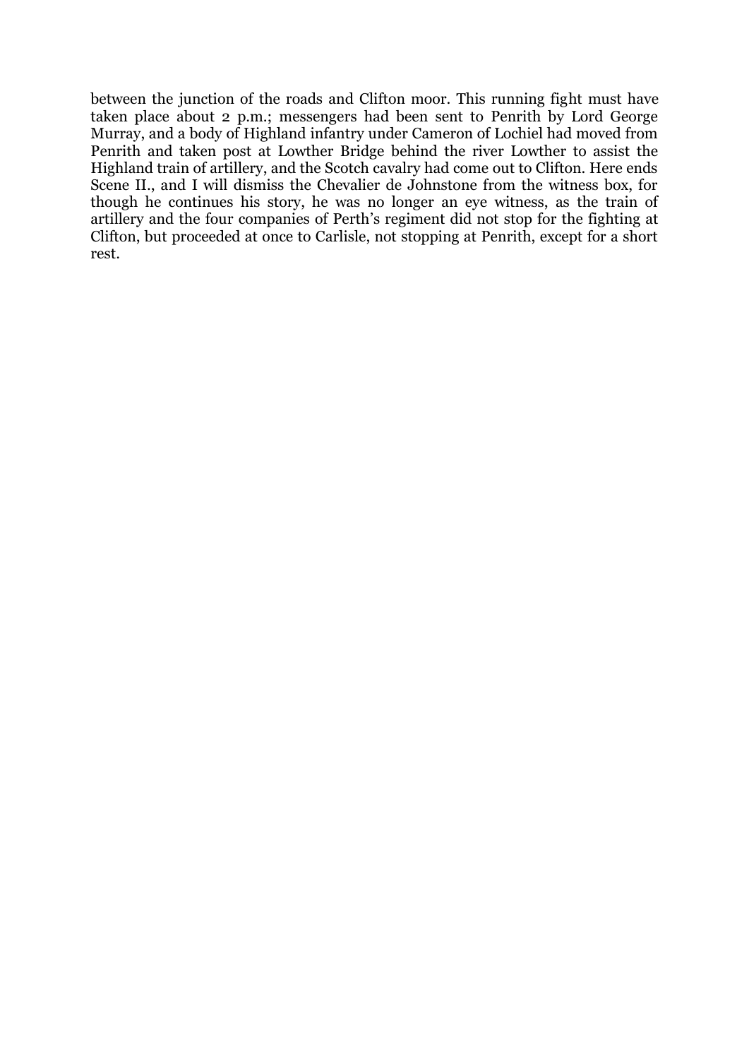between the junction of the roads and Clifton moor. This running fight must have taken place about 2 p.m.; messengers had been sent to Penrith by Lord George Murray, and a body of Highland infantry under Cameron of Lochiel had moved from Penrith and taken post at Lowther Bridge behind the river Lowther to assist the Highland train of artillery, and the Scotch cavalry had come out to Clifton. Here ends Scene II., and I will dismiss the Chevalier de Johnstone from the witness box, for though he continues his story, he was no longer an eye witness, as the train of artillery and the four companies of Perth's regiment did not stop for the fighting at Clifton, but proceeded at once to Carlisle, not stopping at Penrith, except for a short rest.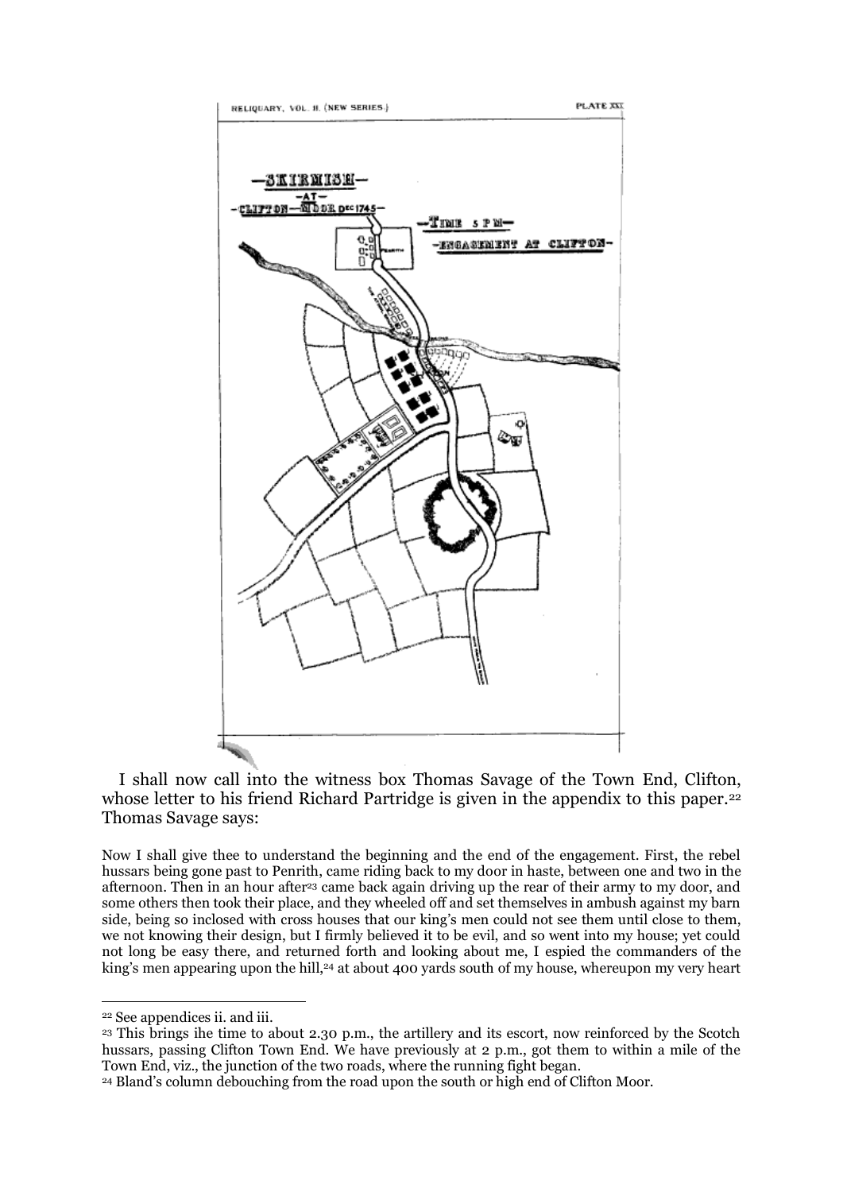I shall now call into the witness box Thomas Savage of the Town End, Clifton, whose letter to his friend Richard Partridge is given in the appendix to this paper.[22] Thomas Savage says:

Now I shall give thee to understand the beginning and the end of the engagement. First, the rebel hussars being gone past to Penrith, came riding back to my door in haste, between one and two in the afternoon. Then in an hour after[23] came back again driving up the rear of their army to my door, and some others then took their place, and they wheeled off and set themselves in ambush against my barn side, being so inclosed with cross houses that our king's men could not see them until close to them, we not knowing their design, but I firmly believed it to be evil, and so went into my house; yet could not long be easy there, and returned forth and looking about me, I espied the commanders of the king's men appearing upon the hill,[24] at about 400 yards south of my house, whereupon my very heart

---

[22] See appendices ii. and iii.

[23] This brings ihe time to about 2.30 p.m., the artillery and its escort, now reinforced by the Scotch hussars, passing Clifton Town End. We have previously at 2 p.m., got them to within a mile of the Town End, viz., the junction of the two roads, where the running fight began.

[24] Bland's column debouching from the road upon the south or high end of Clifton Moor.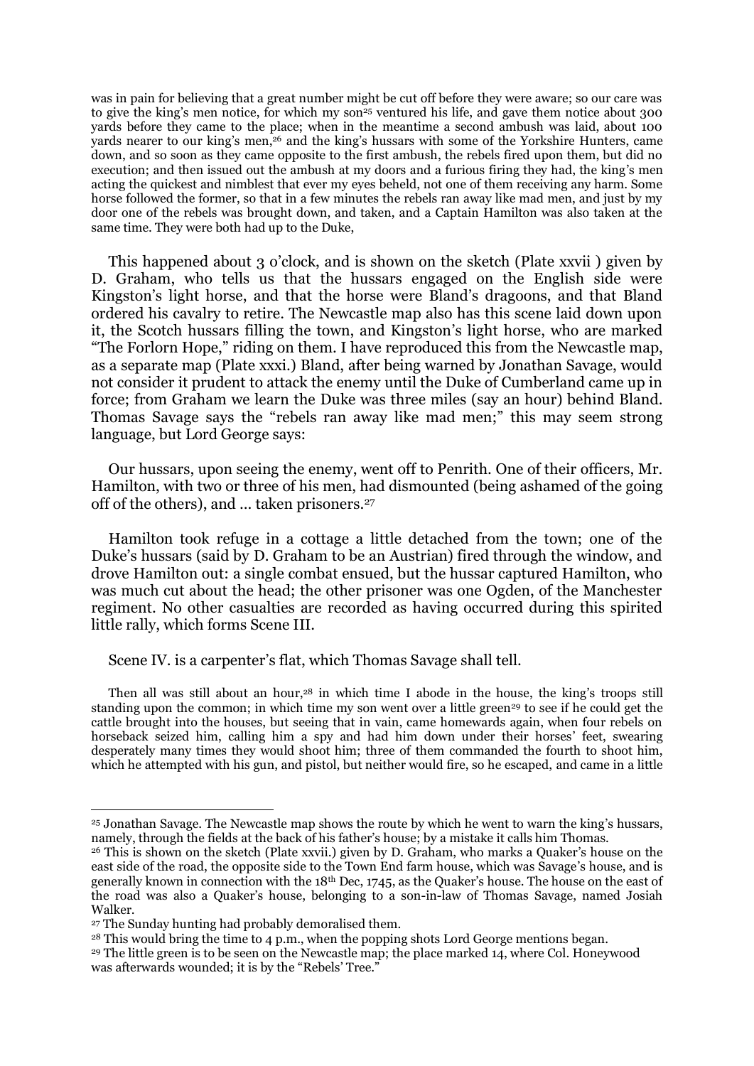was in pain for believing that a great number might be cut off before they were aware; so our care was to give the king's men notice, for which my son[25] ventured his life, and gave them notice about 300 yards before they came to the place; when in the meantime a second ambush was laid, about 100 yards nearer to our king's men,[26] and the king's hussars with some of the Yorkshire Hunters, came down, and so soon as they came opposite to the first ambush, the rebels fired upon them, but did no execution; and then issued out the ambush at my doors and a furious firing they had, the king's men acting the quickest and nimblest that ever my eyes beheld, not one of them receiving any harm. Some horse followed the former, so that in a few minutes the rebels ran away like mad men, and just by my door one of the rebels was brought down, and taken, and a Captain Hamilton was also taken at the same time. They were both had up to the Duke,

This happened about 3 o'clock, and is shown on the sketch (Plate xxvii ) given by D. Graham, who tells us that the hussars engaged on the English side were Kingston's light horse, and that the horse were Bland's dragoons, and that Bland ordered his cavalry to retire. The Newcastle map also has this scene laid down upon it, the Scotch hussars filling the town, and Kingston's light horse, who are marked "The Forlorn Hope," riding on them. I have reproduced this from the Newcastle map, as a separate map (Plate xxxi.) Bland, after being warned by Jonathan Savage, would not consider it prudent to attack the enemy until the Duke of Cumberland came up in force; from Graham we learn the Duke was three miles (say an hour) behind Bland. Thomas Savage says the "rebels ran away like mad men;" this may seem strong language, but Lord George says:

Our hussars, upon seeing the enemy, went off to Penrith. One of their officers, Mr. Hamilton, with two or three of his men, had dismounted (being ashamed of the going off of the others), and ... taken prisoners.[27]

Hamilton took refuge in a cottage a little detached from the town; one of the Duke's hussars (said by D. Graham to be an Austrian) fired through the window, and drove Hamilton out: a single combat ensued, but the hussar captured Hamilton, who was much cut about the head; the other prisoner was one Ogden, of the Manchester regiment. No other casualties are recorded as having occurred during this spirited little rally, which forms Scene III.

Scene IV. is a carpenter's flat, which Thomas Savage shall tell.

Then all was still about an hour,[28] in which time I abode in the house, the king's troops still standing upon the common; in which time my son went over a little green[29] to see if he could get the cattle brought into the houses, but seeing that in vain, came homewards again, when four rebels on horseback seized him, calling him a spy and had him down under their horses' feet, swearing desperately many times they would shoot him; three of them commanded the fourth to shoot him, which he attempted with his gun, and pistol, but neither would fire, so he escaped, and came in a little

---

[25] Jonathan Savage. The Newcastle map shows the route by which he went to warn the king's hussars, namely, through the fields at the back of his father's house; by a mistake it calls him Thomas.

[26] This is shown on the sketch (Plate xxvii.) given by D. Graham, who marks a Quaker's house on the east side of the road, the opposite side to the Town End farm house, which was Savage's house, and is generally known in connection with the 18th Dec, 1745, as the Quaker's house. The house on the east of the road was also a Quaker's house, belonging to a son-in-law of Thomas Savage, named Josiah Walker.

[27] The Sunday hunting had probably demoralised them.

[28] This would bring the time to 4 p.m., when the popping shots Lord George mentions began.

[29] The little green is to be seen on the Newcastle map; the place marked 14, where Col. Honeywood was afterwards wounded; it is by the "Rebels' Tree."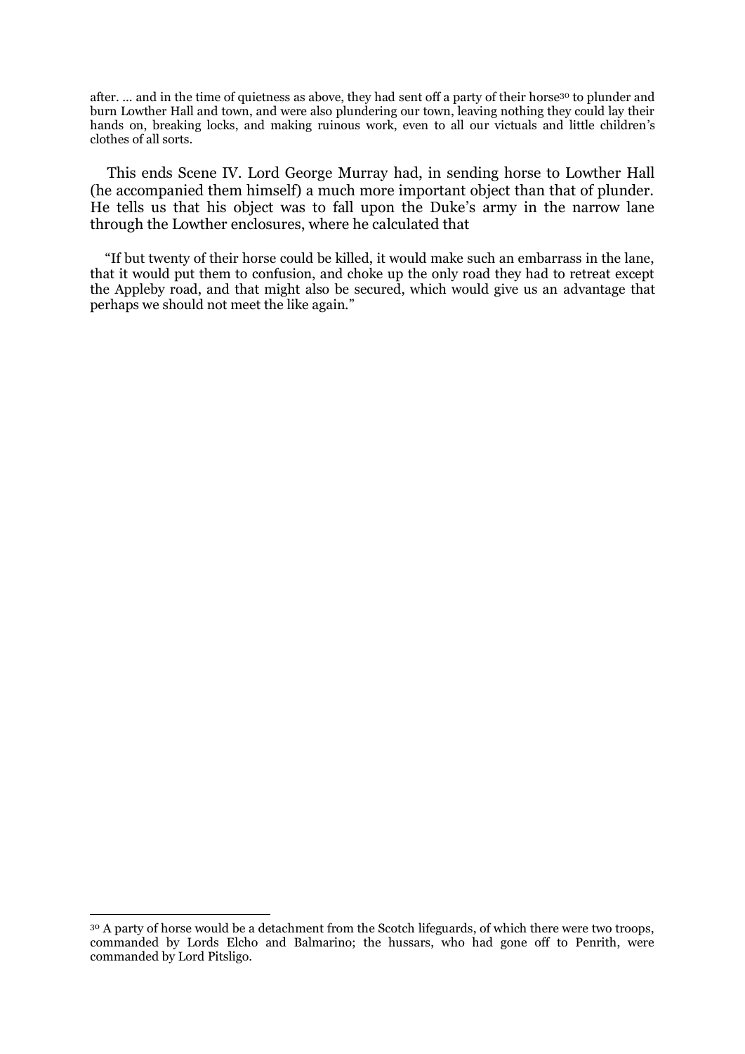after. … and in the time of quietness as above, they had sent off a party of their horse[30] to plunder and burn Lowther Hall and town, and were also plundering our town, leaving nothing they could lay their hands on, breaking locks, and making ruinous work, even to all our victuals and little children's clothes of all sorts.

This ends Scene IV. Lord George Murray had, in sending horse to Lowther Hall (he accompanied them himself) a much more important object than that of plunder. He tells us that his object was to fall upon the Duke's army in the narrow lane through the Lowther enclosures, where he calculated that

"If but twenty of their horse could be killed, it would make such an embarrass in the lane, that it would put them to confusion, and choke up the only road they had to retreat except the Appleby road, and that might also be secured, which would give us an advantage that perhaps we should not meet the like again."

---

[30] A party of horse would be a detachment from the Scotch lifeguards, of which there were two troops, commanded by Lords Elcho and Balmarino; the hussars, who had gone off to Penrith, were commanded by Lord Pitsligo.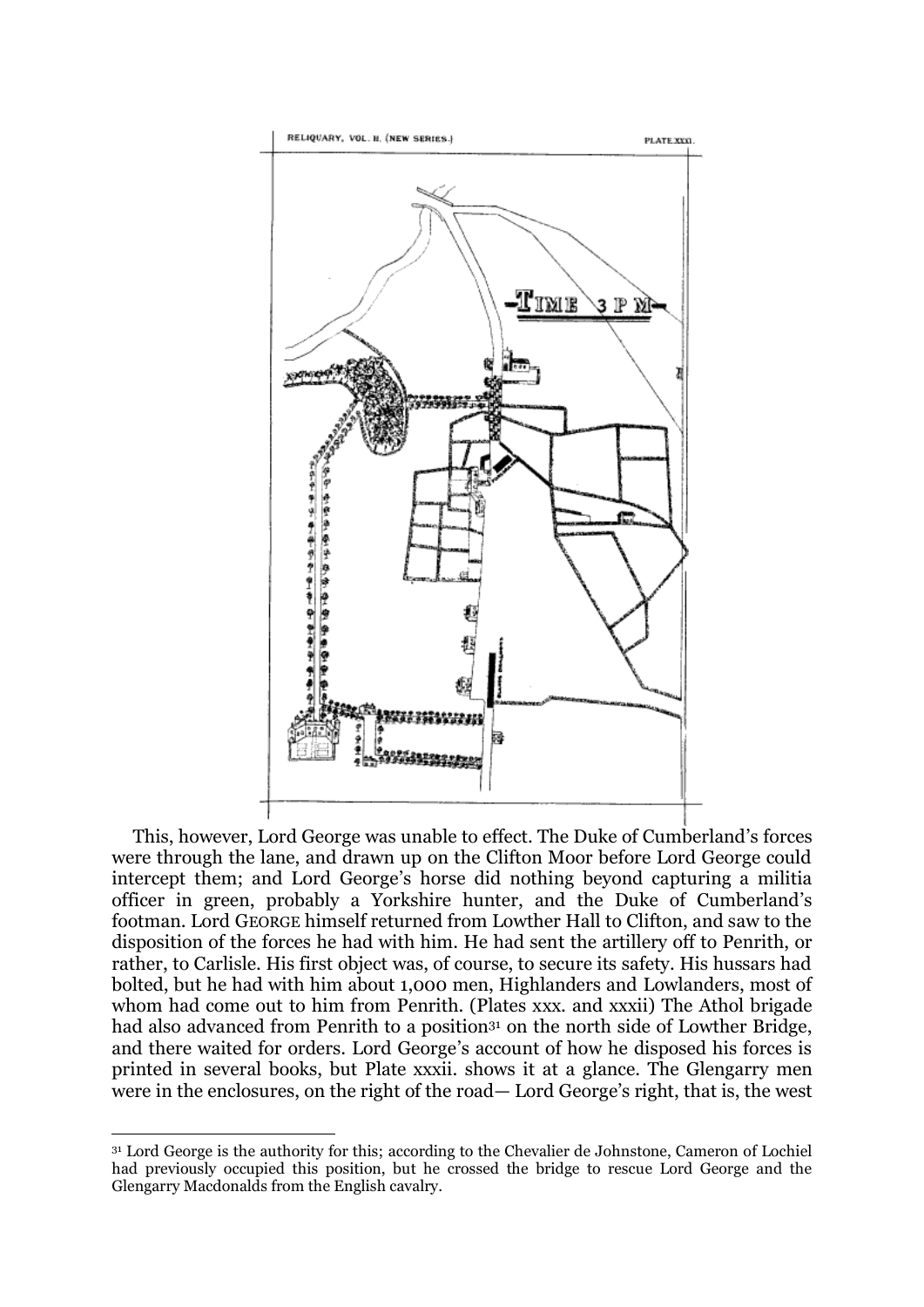This, however, Lord George was unable to effect. The Duke of Cumberland's forces were through the lane, and drawn up on the Clifton Moor before Lord George could intercept them; and Lord George's horse did nothing beyond capturing a militia officer in green, probably a Yorkshire hunter, and the Duke of Cumberland's footman. Lord GEORGE himself returned from Lowther Hall to Clifton, and saw to the disposition of the forces he had with him. He had sent the artillery off to Penrith, or rather, to Carlisle. His first object was, of course, to secure its safety. His hussars had bolted, but he had with him about 1,000 men, Highlanders and Lowlanders, most of whom had come out to him from Penrith. (Plates xxx. and xxxii) The Athol brigade had also advanced from Penrith to a position[31] on the north side of Lowther Bridge, and there waited for orders. Lord George's account of how he disposed his forces is printed in several books, but Plate xxxii. shows it at a glance. The Glengarry men were in the enclosures, on the right of the road— Lord George's right, that is, the west

[31] Lord George is the authority for this; according to the Chevalier de Johnstone, Cameron of Lochiel had previously occupied this position, but he crossed the bridge to rescue Lord George and the Glengarry Macdonalds from the English cavalry.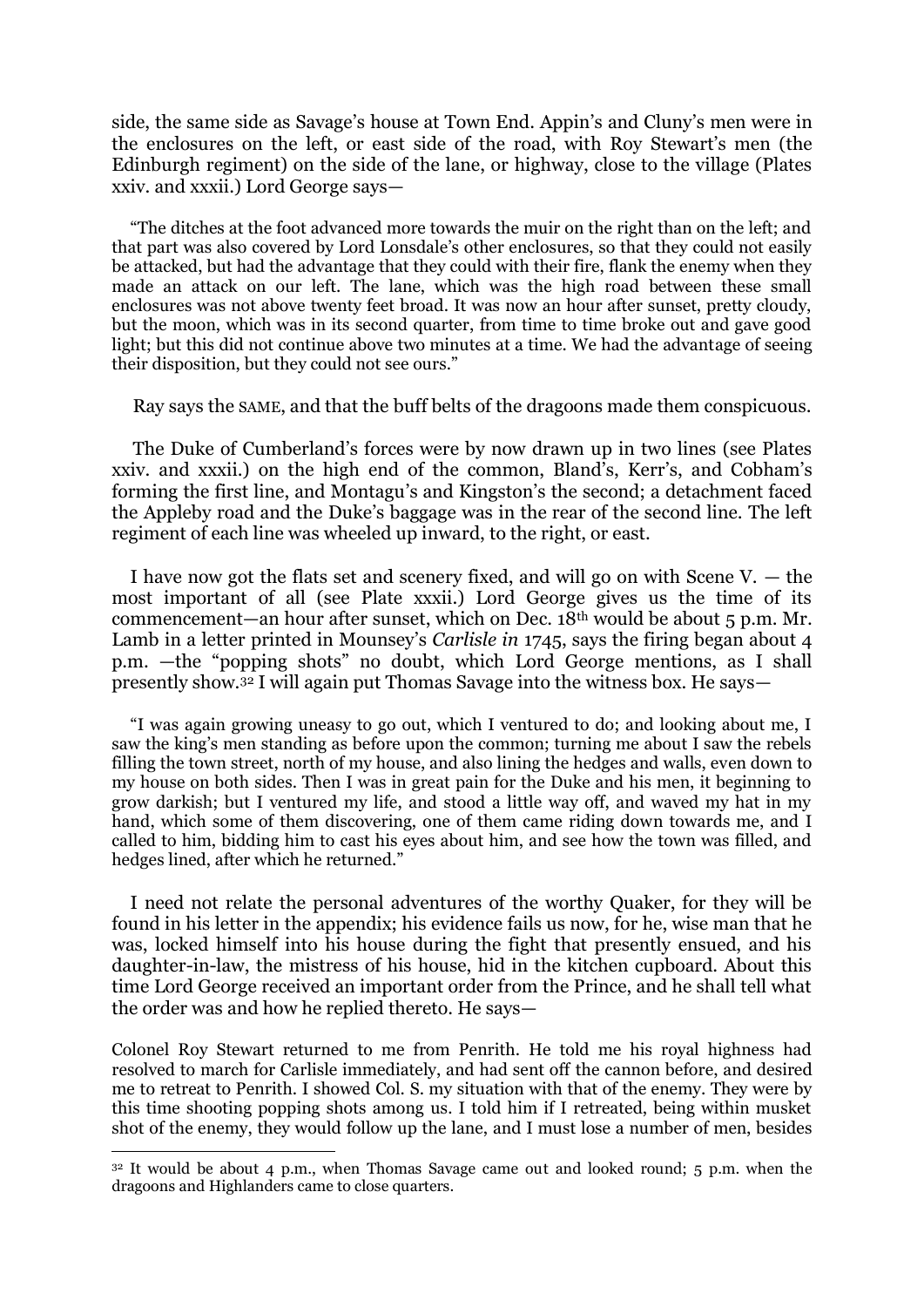side, the same side as Savage's house at Town End. Appin's and Cluny's men were in the enclosures on the left, or east side of the road, with Roy Stewart's men (the Edinburgh regiment) on the side of the lane, or highway, close to the village (Plates xxiv. and xxxii.) Lord George says—

> "The ditches at the foot advanced more towards the muir on the right than on the left; and that part was also covered by Lord Lonsdale's other enclosures, so that they could not easily be attacked, but had the advantage that they could with their fire, flank the enemy when they made an attack on our left. The lane, which was the high road between these small enclosures was not above twenty feet broad. It was now an hour after sunset, pretty cloudy, but the moon, which was in its second quarter, from time to time broke out and gave good light; but this did not continue above two minutes at a time. We had the advantage of seeing their disposition, but they could not see ours."

Ray says the SAME, and that the buff belts of the dragoons made them conspicuous.

The Duke of Cumberland's forces were by now drawn up in two lines (see Plates xxiv. and xxxii.) on the high end of the common, Bland's, Kerr's, and Cobham's forming the first line, and Montagu's and Kingston's the second; a detachment faced the Appleby road and the Duke's baggage was in the rear of the second line. The left regiment of each line was wheeled up inward, to the right, or east.

I have now got the flats set and scenery fixed, and will go on with Scene V. — the most important of all (see Plate xxxii.) Lord George gives us the time of its commencement—an hour after sunset, which on Dec. 18th would be about 5 p.m. Mr. Lamb in a letter printed in Mounsey's *Carlisle in* 1745, says the firing began about 4 p.m. —the "popping shots" no doubt, which Lord George mentions, as I shall presently show.[32] I will again put Thomas Savage into the witness box. He says—

> "I was again growing uneasy to go out, which I ventured to do; and looking about me, I saw the king's men standing as before upon the common; turning me about I saw the rebels filling the town street, north of my house, and also lining the hedges and walls, even down to my house on both sides. Then I was in great pain for the Duke and his men, it beginning to grow darkish; but I ventured my life, and stood a little way off, and waved my hat in my hand, which some of them discovering, one of them came riding down towards me, and I called to him, bidding him to cast his eyes about him, and see how the town was filled, and hedges lined, after which he returned."

I need not relate the personal adventures of the worthy Quaker, for they will be found in his letter in the appendix; his evidence fails us now, for he, wise man that he was, locked himself into his house during the fight that presently ensued, and his daughter-in-law, the mistress of his house, hid in the kitchen cupboard. About this time Lord George received an important order from the Prince, and he shall tell what the order was and how he replied thereto. He says—

Colonel Roy Stewart returned to me from Penrith. He told me his royal highness had resolved to march for Carlisle immediately, and had sent off the cannon before, and desired me to retreat to Penrith. I showed Col. S. my situation with that of the enemy. They were by this time shooting popping shots among us. I told him if I retreated, being within musket shot of the enemy, they would follow up the lane, and I must lose a number of men, besides

---

[32] It would be about 4 p.m., when Thomas Savage came out and looked round; 5 p.m. when the dragoons and Highlanders came to close quarters.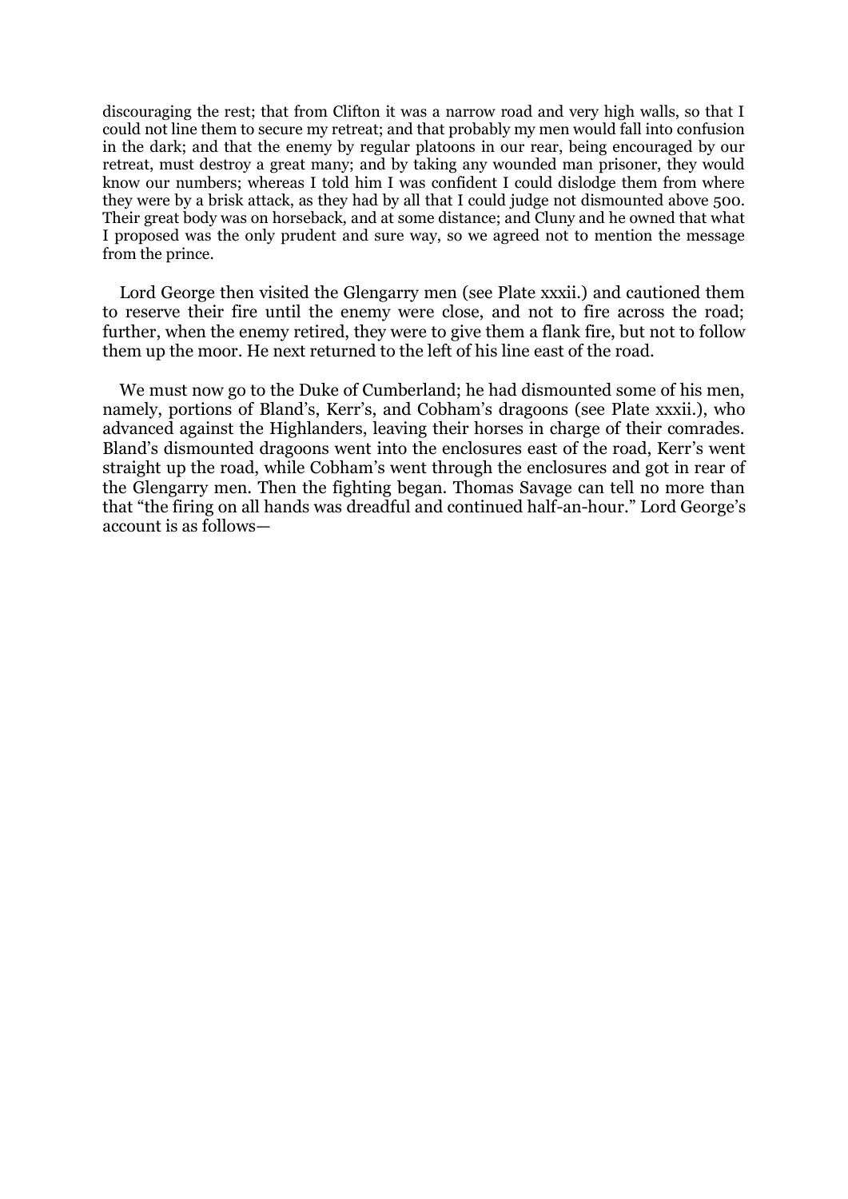discouraging the rest; that from Clifton it was a narrow road and very high walls, so that I could not line them to secure my retreat; and that probably my men would fall into confusion in the dark; and that the enemy by regular platoons in our rear, being encouraged by our retreat, must destroy a great many; and by taking any wounded man prisoner, they would know our numbers; whereas I told him I was confident I could dislodge them from where they were by a brisk attack, as they had by all that I could judge not dismounted above 500. Their great body was on horseback, and at some distance; and Cluny and he owned that what I proposed was the only prudent and sure way, so we agreed not to mention the message from the prince.

Lord George then visited the Glengarry men (see Plate xxxii.) and cautioned them to reserve their fire until the enemy were close, and not to fire across the road; further, when the enemy retired, they were to give them a flank fire, but not to follow them up the moor. He next returned to the left of his line east of the road.

We must now go to the Duke of Cumberland; he had dismounted some of his men, namely, portions of Bland's, Kerr's, and Cobham's dragoons (see Plate xxxii.), who advanced against the Highlanders, leaving their horses in charge of their comrades. Bland's dismounted dragoons went into the enclosures east of the road, Kerr's went straight up the road, while Cobham's went through the enclosures and got in rear of the Glengarry men. Then the fighting began. Thomas Savage can tell no more than that "the firing on all hands was dreadful and continued half-an-hour." Lord George's account is as follows—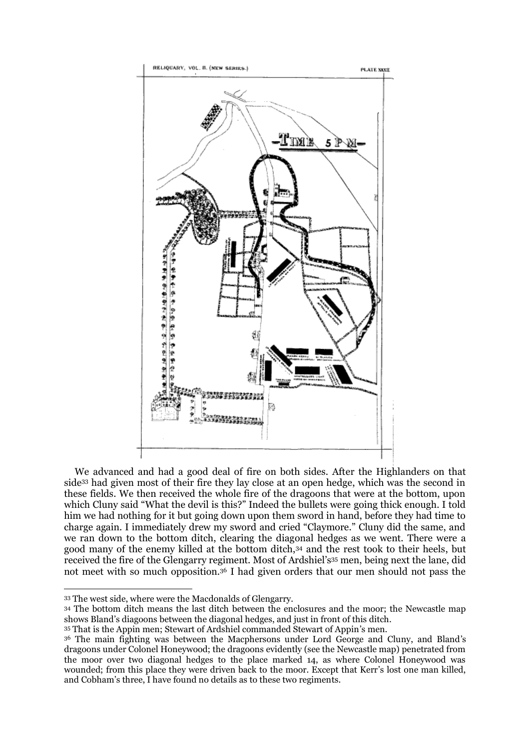We advanced and had a good deal of fire on both sides. After the Highlanders on that side[33] had given most of their fire they lay close at an open hedge, which was the second in these fields. We then received the whole fire of the dragoons that were at the bottom, upon which Cluny said "What the devil is this?" Indeed the bullets were going thick enough. I told him we had nothing for it but going down upon them sword in hand, before they had time to charge again. I immediately drew my sword and cried "Claymore." Cluny did the same, and we ran down to the bottom ditch, clearing the diagonal hedges as we went. There were a good many of the enemy killed at the bottom ditch,[34] and the rest took to their heels, but received the fire of the Glengarry regiment. Most of Ardshiel's[35] men, being next the lane, did not meet with so much opposition.[36] I had given orders that our men should not pass the

---

[33] The west side, where were the Macdonalds of Glengarry.

[34] The bottom ditch means the last ditch between the enclosures and the moor; the Newcastle map shows Bland's diagoons between the diagonal hedges, and just in front of this ditch.

[35] That is the Appin men; Stewart of Ardshiel commanded Stewart of Appin's men.

[36] The main fighting was between the Macphersons under Lord George and Cluny, and Bland's dragoons under Colonel Honeywood; the dragoons evidently (see the Newcastle map) penetrated from the moor over two diagonal hedges to the place marked 14, as where Colonel Honeywood was wounded; from this place they were driven back to the moor. Except that Kerr's lost one man killed, and Cobham's three, I have found no details as to these two regiments.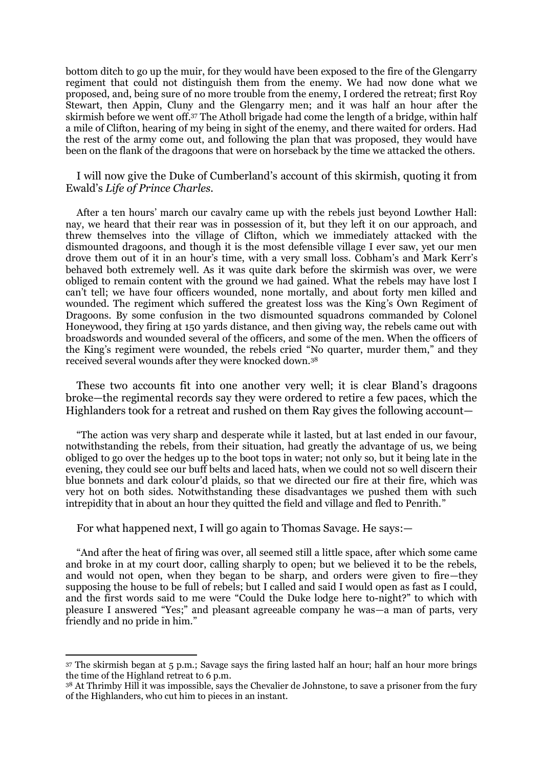bottom ditch to go up the muir, for they would have been exposed to the fire of the Glengarry regiment that could not distinguish them from the enemy. We had now done what we proposed, and, being sure of no more trouble from the enemy, I ordered the retreat; first Roy Stewart, then Appin, Cluny and the Glengarry men; and it was half an hour after the skirmish before we went off.[37] The Atholl brigade had come the length of a bridge, within half a mile of Clifton, hearing of my being in sight of the enemy, and there waited for orders. Had the rest of the army come out, and following the plan that was proposed, they would have been on the flank of the dragoons that were on horseback by the time we attacked the others.

I will now give the Duke of Cumberland's account of this skirmish, quoting it from Ewald's *Life of Prince Charles*.

After a ten hours' march our cavalry came up with the rebels just beyond Lowther Hall: nay, we heard that their rear was in possession of it, but they left it on our approach, and threw themselves into the village of Clifton, which we immediately attacked with the dismounted dragoons, and though it is the most defensible village I ever saw, yet our men drove them out of it in an hour's time, with a very small loss. Cobham's and Mark Kerr's behaved both extremely well. As it was quite dark before the skirmish was over, we were obliged to remain content with the ground we had gained. What the rebels may have lost I can't tell; we have four officers wounded, none mortally, and about forty men killed and wounded. The regiment which suffered the greatest loss was the King's Own Regiment of Dragoons. By some confusion in the two dismounted squadrons commanded by Colonel Honeywood, they firing at 150 yards distance, and then giving way, the rebels came out with broadswords and wounded several of the officers, and some of the men. When the officers of the King's regiment were wounded, the rebels cried "No quarter, murder them," and they received several wounds after they were knocked down.[38]

These two accounts fit into one another very well; it is clear Bland's dragoons broke—the regimental records say they were ordered to retire a few paces, which the Highlanders took for a retreat and rushed on them Ray gives the following account—

"The action was very sharp and desperate while it lasted, but at last ended in our favour, notwithstanding the rebels, from their situation, had greatly the advantage of us, we being obliged to go over the hedges up to the boot tops in water; not only so, but it being late in the evening, they could see our buff belts and laced hats, when we could not so well discern their blue bonnets and dark colour'd plaids, so that we directed our fire at their fire, which was very hot on both sides. Notwithstanding these disadvantages we pushed them with such intrepidity that in about an hour they quitted the field and village and fled to Penrith."

For what happened next, I will go again to Thomas Savage. He says:—

"And after the heat of firing was over, all seemed still a little space, after which some came and broke in at my court door, calling sharply to open; but we believed it to be the rebels, and would not open, when they began to be sharp, and orders were given to fire—they supposing the house to be full of rebels; but I called and said I would open as fast as I could, and the first words said to me were "Could the Duke lodge here to-night?" to which with pleasure I answered "Yes;" and pleasant agreeable company he was—a man of parts, very friendly and no pride in him."

---

[37] The skirmish began at 5 p.m.; Savage says the firing lasted half an hour; half an hour more brings the time of the Highland retreat to 6 p.m.

[38] At Thrimby Hill it was impossible, says the Chevalier de Johnstone, to save a prisoner from the fury of the Highlanders, who cut him to pieces in an instant.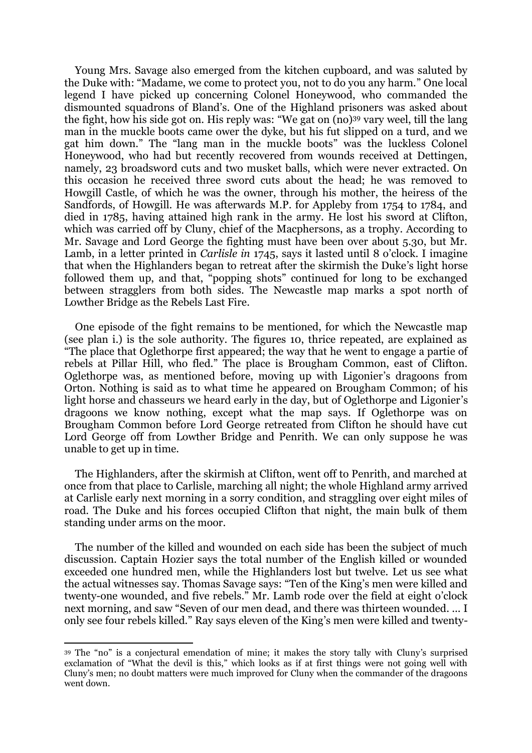Young Mrs. Savage also emerged from the kitchen cupboard, and was saluted by the Duke with: "Madame, we come to protect you, not to do you any harm." One local legend I have picked up concerning Colonel Honeywood, who commanded the dismounted squadrons of Bland's. One of the Highland prisoners was asked about the fight, how his side got on. His reply was: "We gat on (no)[39] vary weel, till the lang man in the muckle boots came ower the dyke, but his fut slipped on a turd, and we gat him down." The "lang man in the muckle boots" was the luckless Colonel Honeywood, who had but recently recovered from wounds received at Dettingen, namely, 23 broadsword cuts and two musket balls, which were never extracted. On this occasion he received three sword cuts about the head; he was removed to Howgill Castle, of which he was the owner, through his mother, the heiress of the Sandfords, of Howgill. He was afterwards M.P. for Appleby from 1754 to 1784, and died in 1785, having attained high rank in the army. He lost his sword at Clifton, which was carried off by Cluny, chief of the Macphersons, as a trophy. According to Mr. Savage and Lord George the fighting must have been over about 5.30, but Mr. Lamb, in a letter printed in *Carlisle in* 1745, says it lasted until 8 o'clock. I imagine that when the Highlanders began to retreat after the skirmish the Duke's light horse followed them up, and that, "popping shots" continued for long to be exchanged between stragglers from both sides. The Newcastle map marks a spot north of Lowther Bridge as the Rebels Last Fire.

One episode of the fight remains to be mentioned, for which the Newcastle map (see plan i.) is the sole authority. The figures 10, thrice repeated, are explained as "The place that Oglethorpe first appeared; the way that he went to engage a partie of rebels at Pillar Hill, who fled." The place is Brougham Common, east of Clifton. Oglethorpe was, as mentioned before, moving up with Ligonier's dragoons from Orton. Nothing is said as to what time he appeared on Brougham Common; of his light horse and chasseurs we heard early in the day, but of Oglethorpe and Ligonier's dragoons we know nothing, except what the map says. If Oglethorpe was on Brougham Common before Lord George retreated from Clifton he should have cut Lord George off from Lowther Bridge and Penrith. We can only suppose he was unable to get up in time.

The Highlanders, after the skirmish at Clifton, went off to Penrith, and marched at once from that place to Carlisle, marching all night; the whole Highland army arrived at Carlisle early next morning in a sorry condition, and straggling over eight miles of road. The Duke and his forces occupied Clifton that night, the main bulk of them standing under arms on the moor.

The number of the killed and wounded on each side has been the subject of much discussion. Captain Hozier says the total number of the English killed or wounded exceeded one hundred men, while the Highlanders lost but twelve. Let us see what the actual witnesses say. Thomas Savage says: "Ten of the King's men were killed and twenty-one wounded, and five rebels." Mr. Lamb rode over the field at eight o'clock next morning, and saw "Seven of our men dead, and there was thirteen wounded. ... I only see four rebels killed." Ray says eleven of the King's men were killed and twenty-

[39] The "no" is a conjectural emendation of mine; it makes the story tally with Cluny's surprised exclamation of "What the devil is this," which looks as if at first things were not going well with Cluny's men; no doubt matters were much improved for Cluny when the commander of the dragoons went down.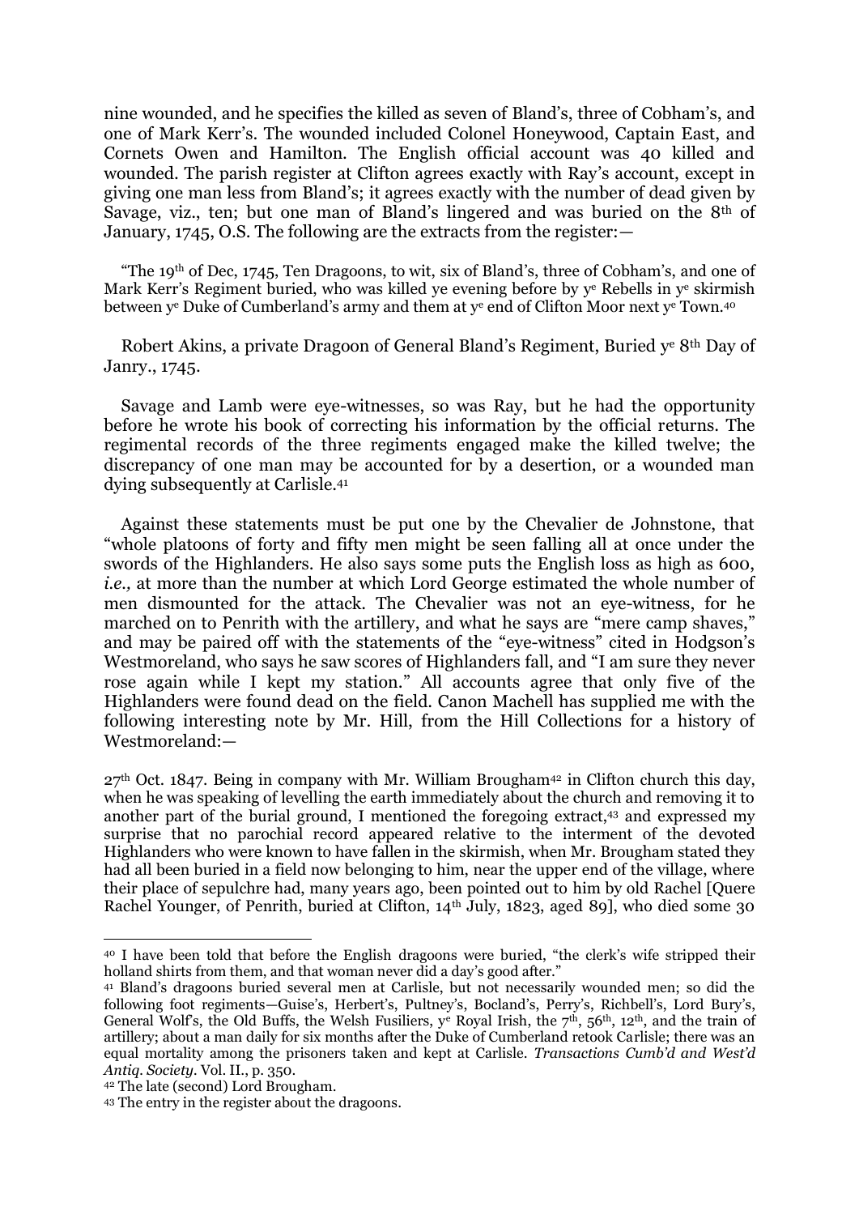nine wounded, and he specifies the killed as seven of Bland's, three of Cobham's, and one of Mark Kerr's. The wounded included Colonel Honeywood, Captain East, and Cornets Owen and Hamilton. The English official account was 40 killed and wounded. The parish register at Clifton agrees exactly with Ray's account, except in giving one man less from Bland's; it agrees exactly with the number of dead given by Savage, viz., ten; but one man of Bland's lingered and was buried on the 8th of January, 1745, O.S. The following are the extracts from the register:—

"The 19th of Dec, 1745, Ten Dragoons, to wit, six of Bland's, three of Cobham's, and one of Mark Kerr's Regiment buried, who was killed ye evening before by ye Rebells in ye skirmish between ye Duke of Cumberland's army and them at ye end of Clifton Moor next ye Town.[40]

Robert Akins, a private Dragoon of General Bland's Regiment, Buried ye 8th Day of Janry., 1745.

Savage and Lamb were eye-witnesses, so was Ray, but he had the opportunity before he wrote his book of correcting his information by the official returns. The regimental records of the three regiments engaged make the killed twelve; the discrepancy of one man may be accounted for by a desertion, or a wounded man dying subsequently at Carlisle.[41]

Against these statements must be put one by the Chevalier de Johnstone, that "whole platoons of forty and fifty men might be seen falling all at once under the swords of the Highlanders. He also says some puts the English loss as high as 600, *i.e.,* at more than the number at which Lord George estimated the whole number of men dismounted for the attack. The Chevalier was not an eye-witness, for he marched on to Penrith with the artillery, and what he says are "mere camp shaves," and may be paired off with the statements of the "eye-witness" cited in Hodgson's Westmoreland, who says he saw scores of Highlanders fall, and "I am sure they never rose again while I kept my station." All accounts agree that only five of the Highlanders were found dead on the field. Canon Machell has supplied me with the following interesting note by Mr. Hill, from the Hill Collections for a history of Westmoreland:—

27th Oct. 1847. Being in company with Mr. William Brougham[42] in Clifton church this day, when he was speaking of levelling the earth immediately about the church and removing it to another part of the burial ground, I mentioned the foregoing extract,[43] and expressed my surprise that no parochial record appeared relative to the interment of the devoted Highlanders who were known to have fallen in the skirmish, when Mr. Brougham stated they had all been buried in a field now belonging to him, near the upper end of the village, where their place of sepulchre had, many years ago, been pointed out to him by old Rachel [Quere Rachel Younger, of Penrith, buried at Clifton, 14th July, 1823, aged 89], who died some 30

---

[40] I have been told that before the English dragoons were buried, "the clerk's wife stripped their holland shirts from them, and that woman never did a day's good after."

[41] Bland's dragoons buried several men at Carlisle, but not necessarily wounded men; so did the following foot regiments—Guise's, Herbert's, Pultney's, Bocland's, Perry's, Richbell's, Lord Bury's, General Wolf's, the Old Buffs, the Welsh Fusiliers, ye Royal Irish, the 7th, 56th, 12th, and the train of artillery; about a man daily for six months after the Duke of Cumberland retook Carlisle; there was an equal mortality among the prisoners taken and kept at Carlisle. *Transactions Cumb'd and West'd Antiq. Society.* Vol. II., p. 350.

[42] The late (second) Lord Brougham.

[43] The entry in the register about the dragoons.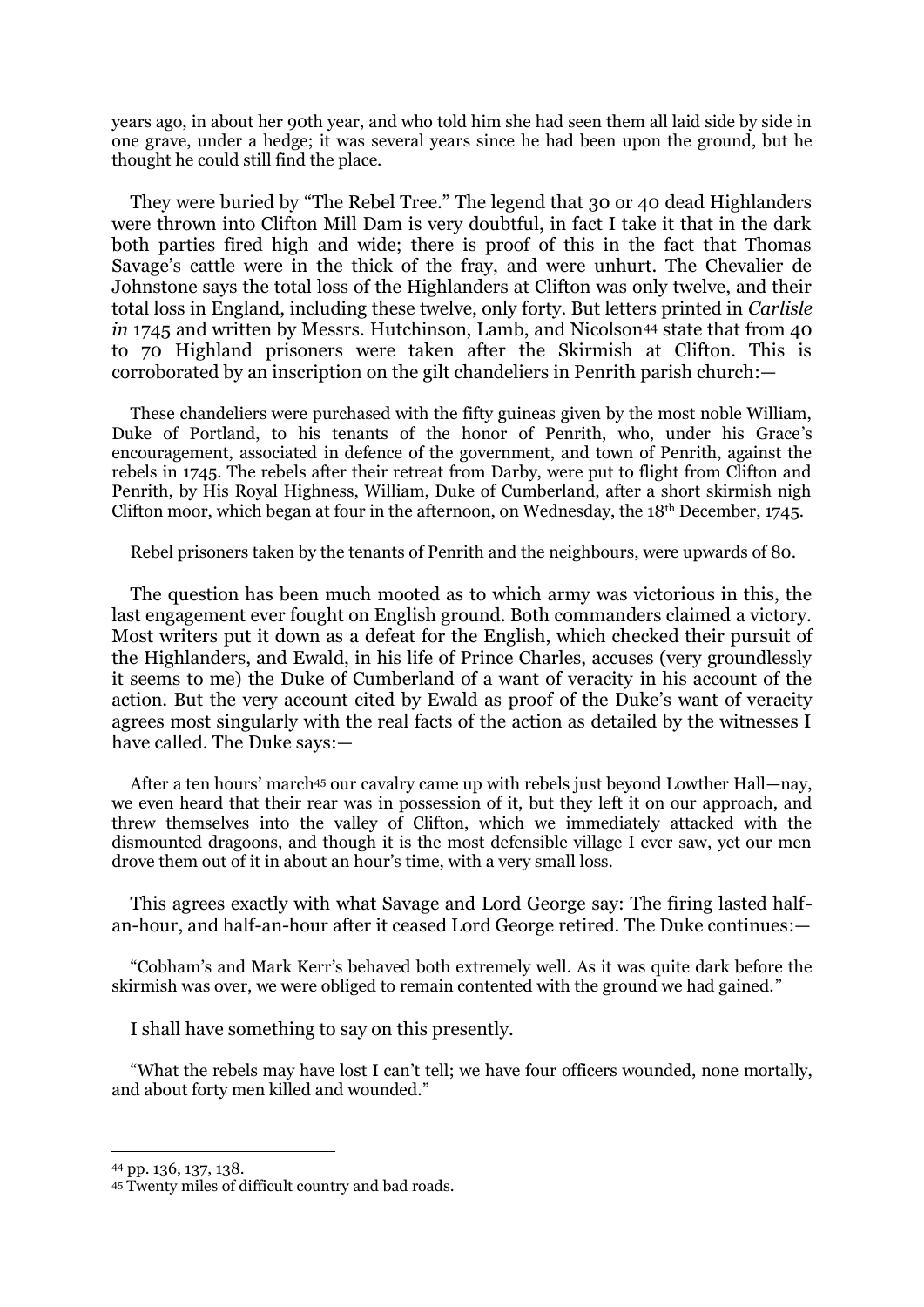years ago, in about her 90th year, and who told him she had seen them all laid side by side in one grave, under a hedge; it was several years since he had been upon the ground, but he thought he could still find the place.

They were buried by "The Rebel Tree." The legend that 30 or 40 dead Highlanders were thrown into Clifton Mill Dam is very doubtful, in fact I take it that in the dark both parties fired high and wide; there is proof of this in the fact that Thomas Savage's cattle were in the thick of the fray, and were unhurt. The Chevalier de Johnstone says the total loss of the Highlanders at Clifton was only twelve, and their total loss in England, including these twelve, only forty. But letters printed in *Carlisle in* 1745 and written by Messrs. Hutchinson, Lamb, and Nicolson[44] state that from 40 to 70 Highland prisoners were taken after the Skirmish at Clifton. This is corroborated by an inscription on the gilt chandeliers in Penrith parish church:—

> These chandeliers were purchased with the fifty guineas given by the most noble William, Duke of Portland, to his tenants of the honor of Penrith, who, under his Grace's encouragement, associated in defence of the government, and town of Penrith, against the rebels in 1745. The rebels after their retreat from Darby, were put to flight from Clifton and Penrith, by His Royal Highness, William, Duke of Cumberland, after a short skirmish nigh Clifton moor, which began at four in the afternoon, on Wednesday, the 18th December, 1745.
>
> Rebel prisoners taken by the tenants of Penrith and the neighbours, were upwards of 80.

The question has been much mooted as to which army was victorious in this, the last engagement ever fought on English ground. Both commanders claimed a victory. Most writers put it down as a defeat for the English, which checked their pursuit of the Highlanders, and Ewald, in his life of Prince Charles, accuses (very groundlessly it seems to me) the Duke of Cumberland of a want of veracity in his account of the action. But the very account cited by Ewald as proof of the Duke's want of veracity agrees most singularly with the real facts of the action as detailed by the witnesses I have called. The Duke says:—

> After a ten hours' march[45] our cavalry came up with rebels just beyond Lowther Hall—nay, we even heard that their rear was in possession of it, but they left it on our approach, and threw themselves into the valley of Clifton, which we immediately attacked with the dismounted dragoons, and though it is the most defensible village I ever saw, yet our men drove them out of it in about an hour's time, with a very small loss.

This agrees exactly with what Savage and Lord George say: The firing lasted half-an-hour, and half-an-hour after it ceased Lord George retired. The Duke continues:—

> "Cobham's and Mark Kerr's behaved both extremely well. As it was quite dark before the skirmish was over, we were obliged to remain contented with the ground we had gained."

I shall have something to say on this presently.

> "What the rebels may have lost I can't tell; we have four officers wounded, none mortally, and about forty men killed and wounded."

---

[44] pp. 136, 137, 138.

[45] Twenty miles of difficult country and bad roads.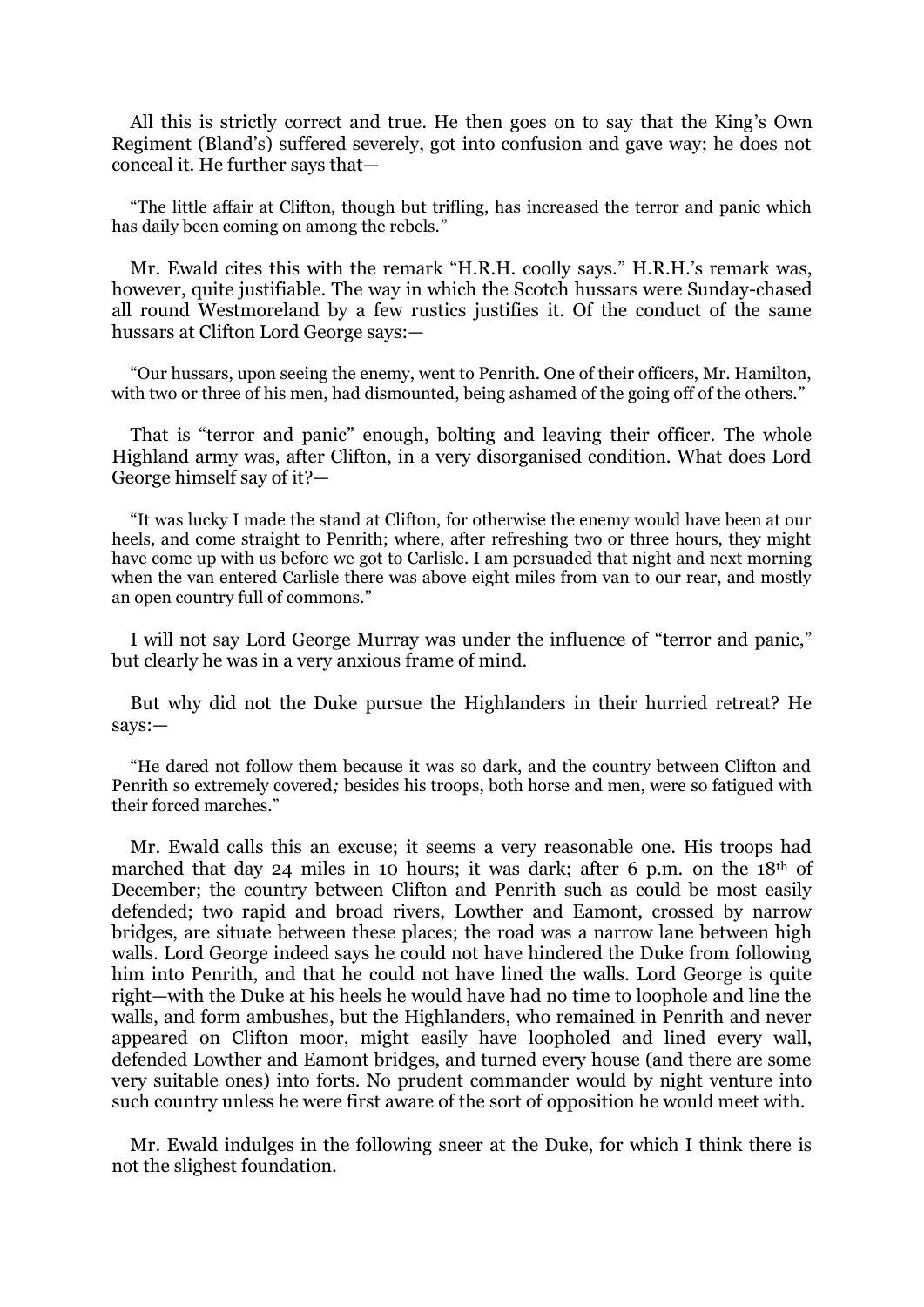All this is strictly correct and true. He then goes on to say that the King's Own Regiment (Bland's) suffered severely, got into confusion and gave way; he does not conceal it. He further says that—

> "The little affair at Clifton, though but trifling, has increased the terror and panic which has daily been coming on among the rebels."

Mr. Ewald cites this with the remark "H.R.H. coolly says." H.R.H.'s remark was, however, quite justifiable. The way in which the Scotch hussars were Sunday-chased all round Westmoreland by a few rustics justifies it. Of the conduct of the same hussars at Clifton Lord George says:—

> "Our hussars, upon seeing the enemy, went to Penrith. One of their officers, Mr. Hamilton, with two or three of his men, had dismounted, being ashamed of the going off of the others."

That is "terror and panic" enough, bolting and leaving their officer. The whole Highland army was, after Clifton, in a very disorganised condition. What does Lord George himself say of it?—

> "It was lucky I made the stand at Clifton, for otherwise the enemy would have been at our heels, and come straight to Penrith; where, after refreshing two or three hours, they might have come up with us before we got to Carlisle. I am persuaded that night and next morning when the van entered Carlisle there was above eight miles from van to our rear, and mostly an open country full of commons."

I will not say Lord George Murray was under the influence of "terror and panic," but clearly he was in a very anxious frame of mind.

But why did not the Duke pursue the Highlanders in their hurried retreat? He says:—

> "He dared not follow them because it was so dark, and the country between Clifton and Penrith so extremely covered*;* besides his troops, both horse and men, were so fatigued with their forced marches."

Mr. Ewald calls this an excuse; it seems a very reasonable one. His troops had marched that day 24 miles in 10 hours; it was dark; after 6 p.m. on the 18th of December; the country between Clifton and Penrith such as could be most easily defended; two rapid and broad rivers, Lowther and Eamont, crossed by narrow bridges, are situate between these places; the road was a narrow lane between high walls. Lord George indeed says he could not have hindered the Duke from following him into Penrith, and that he could not have lined the walls. Lord George is quite right—with the Duke at his heels he would have had no time to loophole and line the walls, and form ambushes, but the Highlanders, who remained in Penrith and never appeared on Clifton moor, might easily have loopholed and lined every wall, defended Lowther and Eamont bridges, and turned every house (and there are some very suitable ones) into forts. No prudent commander would by night venture into such country unless he were first aware of the sort of opposition he would meet with.

Mr. Ewald indulges in the following sneer at the Duke, for which I think there is not the slighest foundation.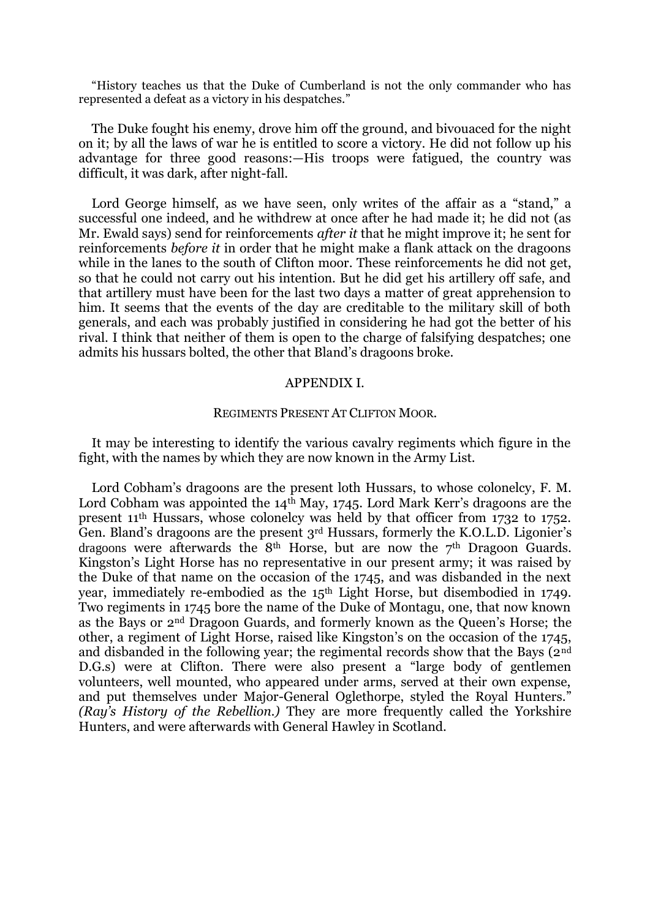"History teaches us that the Duke of Cumberland is not the only commander who has represented a defeat as a victory in his despatches."

The Duke fought his enemy, drove him off the ground, and bivouaced for the night on it; by all the laws of war he is entitled to score a victory. He did not follow up his advantage for three good reasons:—His troops were fatigued, the country was difficult, it was dark, after night-fall.

Lord George himself, as we have seen, only writes of the affair as a "stand," a successful one indeed, and he withdrew at once after he had made it; he did not (as Mr. Ewald says) send for reinforcements *after it* that he might improve it; he sent for reinforcements *before it* in order that he might make a flank attack on the dragoons while in the lanes to the south of Clifton moor. These reinforcements he did not get, so that he could not carry out his intention. But he did get his artillery off safe, and that artillery must have been for the last two days a matter of great apprehension to him. It seems that the events of the day are creditable to the military skill of both generals, and each was probably justified in considering he had got the better of his rival. I think that neither of them is open to the charge of falsifying despatches; one admits his hussars bolted, the other that Bland's dragoons broke.

## APPENDIX I.

### REGIMENTS PRESENT AT CLIFTON MOOR.

It may be interesting to identify the various cavalry regiments which figure in the fight, with the names by which they are now known in the Army List.

Lord Cobham's dragoons are the present loth Hussars, to whose colonelcy, F. M. Lord Cobham was appointed the 14th May, 1745. Lord Mark Kerr's dragoons are the present 11th Hussars, whose colonelcy was held by that officer from 1732 to 1752. Gen. Bland's dragoons are the present 3rd Hussars, formerly the K.O.L.D. Ligonier's dragoons were afterwards the 8th Horse, but are now the 7th Dragoon Guards. Kingston's Light Horse has no representative in our present army; it was raised by the Duke of that name on the occasion of the 1745, and was disbanded in the next year, immediately re-embodied as the 15th Light Horse, but disembodied in 1749. Two regiments in 1745 bore the name of the Duke of Montagu, one, that now known as the Bays or 2nd Dragoon Guards, and formerly known as the Queen's Horse; the other, a regiment of Light Horse, raised like Kingston's on the occasion of the 1745, and disbanded in the following year; the regimental records show that the Bays (2nd D.G.s) were at Clifton. There were also present a "large body of gentlemen volunteers, well mounted, who appeared under arms, served at their own expense, and put themselves under Major-General Oglethorpe, styled the Royal Hunters." *(Ray's History of the Rebellion.)* They are more frequently called the Yorkshire Hunters, and were afterwards with General Hawley in Scotland.